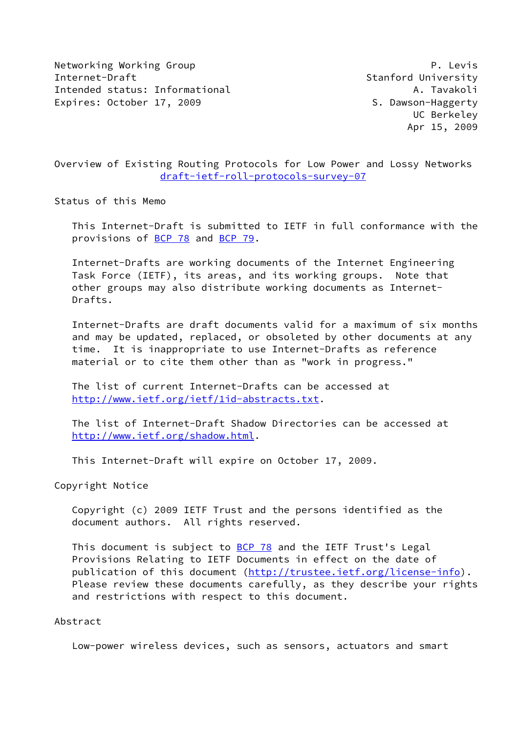Networking Working Group P. Levis
Internet-Draft Stanford University
Intended status: Informational A. Tavakoli
Expires: October 17, 2009 S. Dawson-Haggerty
UC Berkeley
Apr 15, 2009

# Overview of Existing Routing Protocols for Low Power and Lossy Networks
draft-ietf-roll-protocols-survey-07

## Status of this Memo

This Internet-Draft is submitted to IETF in full conformance with the provisions of BCP 78 and BCP 79.

Internet-Drafts are working documents of the Internet Engineering Task Force (IETF), its areas, and its working groups. Note that other groups may also distribute working documents as Internet-Drafts.

Internet-Drafts are draft documents valid for a maximum of six months and may be updated, replaced, or obsoleted by other documents at any time. It is inappropriate to use Internet-Drafts as reference material or to cite them other than as "work in progress."

The list of current Internet-Drafts can be accessed at http://www.ietf.org/ietf/1id-abstracts.txt.

The list of Internet-Draft Shadow Directories can be accessed at http://www.ietf.org/shadow.html.

This Internet-Draft will expire on October 17, 2009.

## Copyright Notice

Copyright (c) 2009 IETF Trust and the persons identified as the document authors. All rights reserved.

This document is subject to BCP 78 and the IETF Trust's Legal Provisions Relating to IETF Documents in effect on the date of publication of this document (http://trustee.ietf.org/license-info). Please review these documents carefully, as they describe your rights and restrictions with respect to this document.

## Abstract

Low-power wireless devices, such as sensors, actuators and smart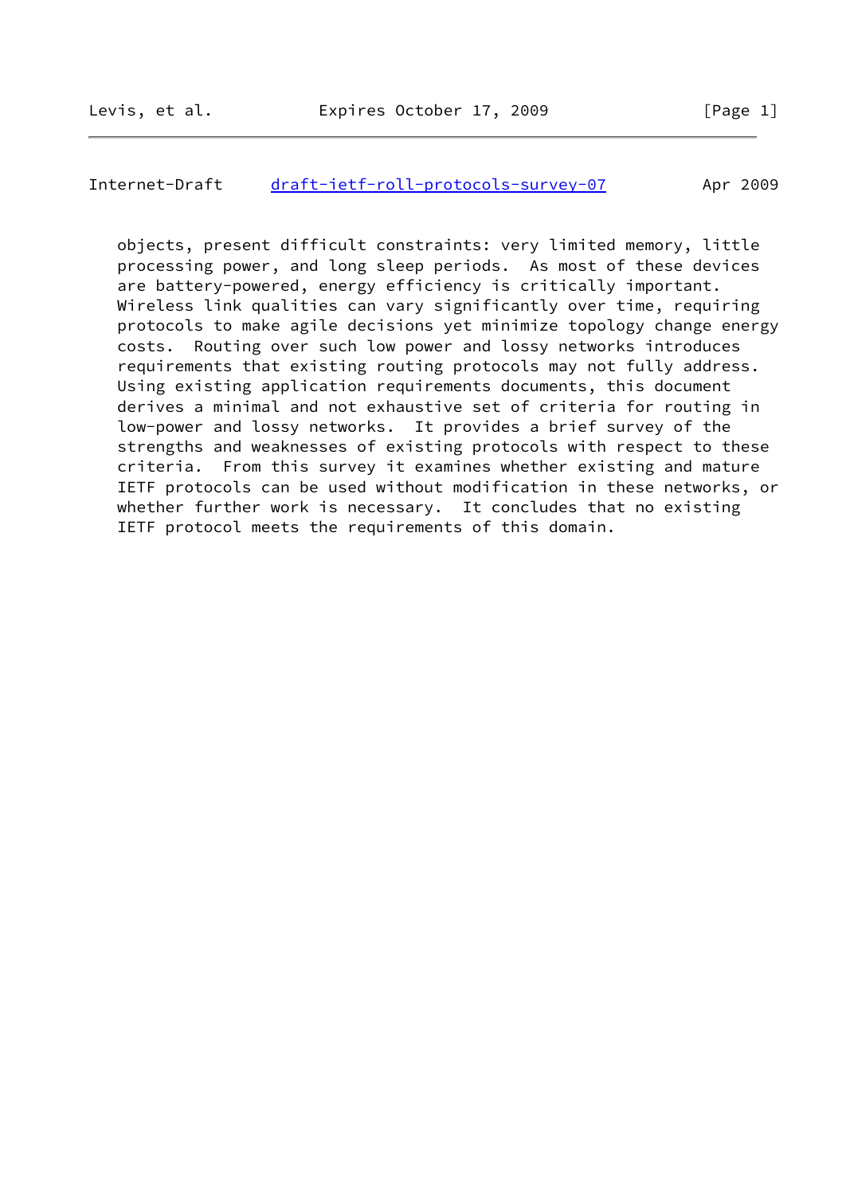objects, present difficult constraints: very limited memory, little processing power, and long sleep periods. As most of these devices are battery-powered, energy efficiency is critically important. Wireless link qualities can vary significantly over time, requiring protocols to make agile decisions yet minimize topology change energy costs. Routing over such low power and lossy networks introduces requirements that existing routing protocols may not fully address. Using existing application requirements documents, this document derives a minimal and not exhaustive set of criteria for routing in low-power and lossy networks. It provides a brief survey of the strengths and weaknesses of existing protocols with respect to these criteria. From this survey it examines whether existing and mature IETF protocols can be used without modification in these networks, or whether further work is necessary. It concludes that no existing IETF protocol meets the requirements of this domain.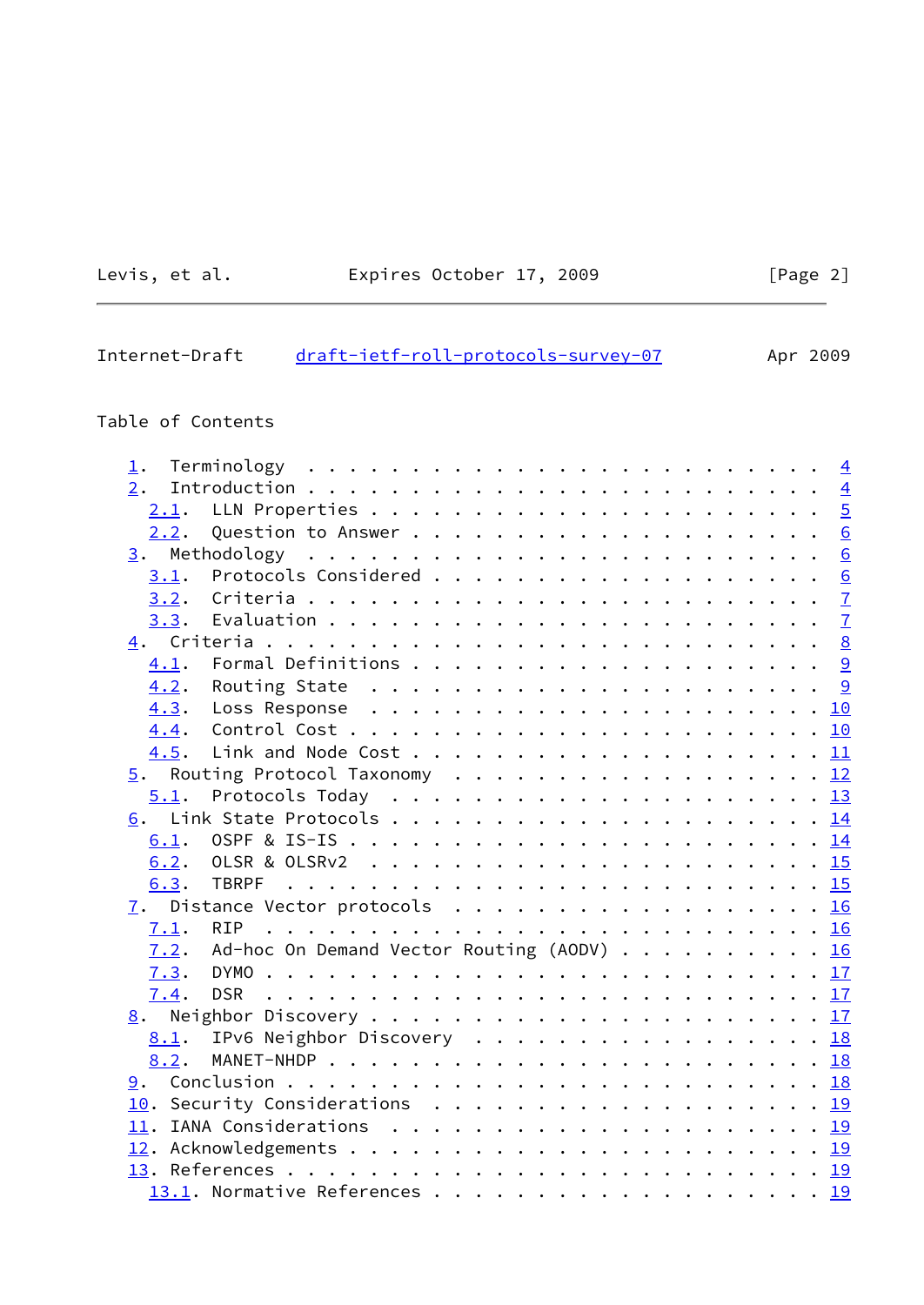Table of Contents

1. Terminology . . . . . . . . . . . . . . . . . . . . . . . . . 4
2. Introduction . . . . . . . . . . . . . . . . . . . . . . . . . 4
   2.1. LLN Properties . . . . . . . . . . . . . . . . . . . . . . 5
   2.2. Question to Answer . . . . . . . . . . . . . . . . . . . . 6
3. Methodology . . . . . . . . . . . . . . . . . . . . . . . . . 6
   3.1. Protocols Considered . . . . . . . . . . . . . . . . . . . 6
   3.2. Criteria . . . . . . . . . . . . . . . . . . . . . . . . . 7
   3.3. Evaluation . . . . . . . . . . . . . . . . . . . . . . . . 7
4. Criteria . . . . . . . . . . . . . . . . . . . . . . . . . . . 8
   4.1. Formal Definitions . . . . . . . . . . . . . . . . . . . . 9
   4.2. Routing State . . . . . . . . . . . . . . . . . . . . . . 9
   4.3. Loss Response . . . . . . . . . . . . . . . . . . . . . . 10
   4.4. Control Cost . . . . . . . . . . . . . . . . . . . . . . . 10
   4.5. Link and Node Cost . . . . . . . . . . . . . . . . . . . . 11
5. Routing Protocol Taxonomy . . . . . . . . . . . . . . . . . . 12
   5.1. Protocols Today . . . . . . . . . . . . . . . . . . . . . 13
6. Link State Protocols . . . . . . . . . . . . . . . . . . . . . 14
   6.1. OSPF & IS-IS . . . . . . . . . . . . . . . . . . . . . . . 14
   6.2. OLSR & OLSRv2 . . . . . . . . . . . . . . . . . . . . . . 15
   6.3. TBRPF . . . . . . . . . . . . . . . . . . . . . . . . . . 15
7. Distance Vector protocols . . . . . . . . . . . . . . . . . . 16
   7.1. RIP . . . . . . . . . . . . . . . . . . . . . . . . . . . 16
   7.2. Ad-hoc On Demand Vector Routing (AODV) . . . . . . . . . . 16
   7.3. DYMO . . . . . . . . . . . . . . . . . . . . . . . . . . . 17
   7.4. DSR . . . . . . . . . . . . . . . . . . . . . . . . . . . 17
8. Neighbor Discovery . . . . . . . . . . . . . . . . . . . . . . 17
   8.1. IPv6 Neighbor Discovery . . . . . . . . . . . . . . . . . 18
   8.2. MANET-NHDP . . . . . . . . . . . . . . . . . . . . . . . . 18
9. Conclusion . . . . . . . . . . . . . . . . . . . . . . . . . . 18
10. Security Considerations . . . . . . . . . . . . . . . . . . . 19
11. IANA Considerations . . . . . . . . . . . . . . . . . . . . . 19
12. Acknowledgements . . . . . . . . . . . . . . . . . . . . . . . 19
13. References . . . . . . . . . . . . . . . . . . . . . . . . . . 19
   13.1. Normative References . . . . . . . . . . . . . . . . . . . 19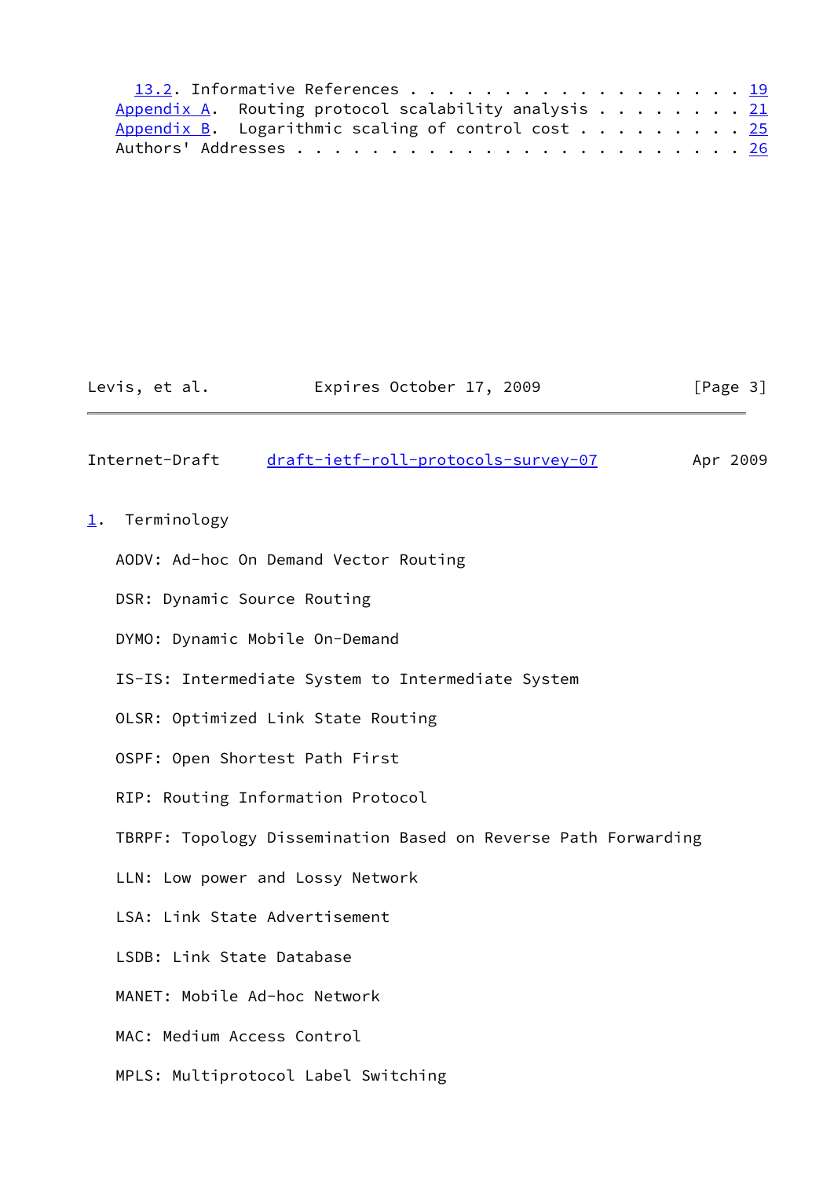13.2. Informative References . . . . . . . . . . . . . . . . . . 19
Appendix A. Routing protocol scalability analysis . . . . . . . . 21
Appendix B. Logarithmic scaling of control cost . . . . . . . . . 25
Authors' Addresses . . . . . . . . . . . . . . . . . . . . . . . . 26

## 1. Terminology

AODV: Ad-hoc On Demand Vector Routing

DSR: Dynamic Source Routing

DYMO: Dynamic Mobile On-Demand

IS-IS: Intermediate System to Intermediate System

OLSR: Optimized Link State Routing

OSPF: Open Shortest Path First

RIP: Routing Information Protocol

TBRPF: Topology Dissemination Based on Reverse Path Forwarding

LLN: Low power and Lossy Network

LSA: Link State Advertisement

LSDB: Link State Database

MANET: Mobile Ad-hoc Network

MAC: Medium Access Control

MPLS: Multiprotocol Label Switching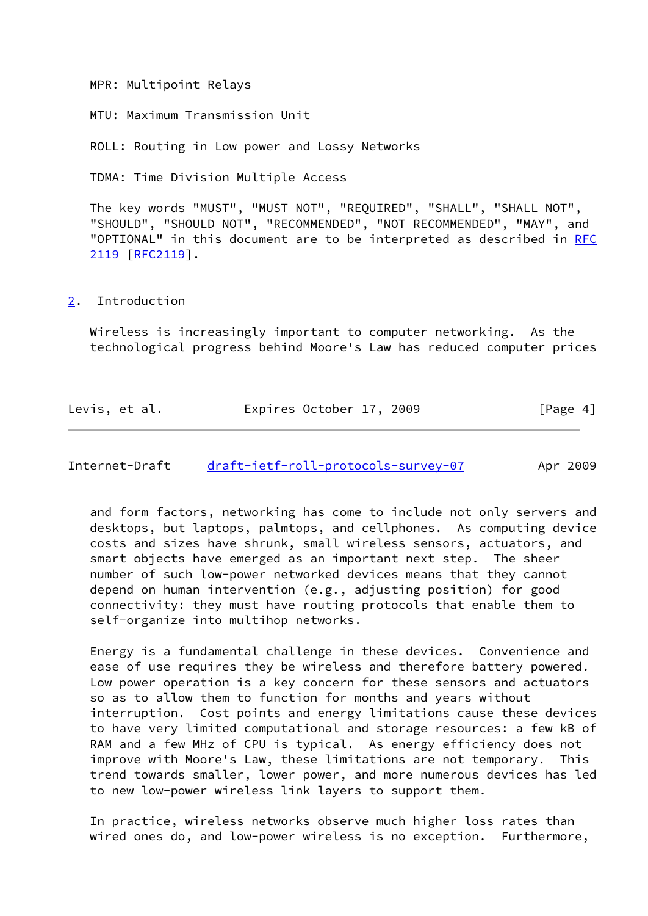MPR: Multipoint Relays

MTU: Maximum Transmission Unit

ROLL: Routing in Low power and Lossy Networks

TDMA: Time Division Multiple Access

The key words "MUST", "MUST NOT", "REQUIRED", "SHALL", "SHALL NOT", "SHOULD", "SHOULD NOT", "RECOMMENDED", "NOT RECOMMENDED", "MAY", and "OPTIONAL" in this document are to be interpreted as described in RFC 2119 [RFC2119].

## 2. Introduction

Wireless is increasingly important to computer networking. As the technological progress behind Moore's Law has reduced computer prices and form factors, networking has come to include not only servers and desktops, but laptops, palmtops, and cellphones. As computing device costs and sizes have shrunk, small wireless sensors, actuators, and smart objects have emerged as an important next step. The sheer number of such low-power networked devices means that they cannot depend on human intervention (e.g., adjusting position) for good connectivity: they must have routing protocols that enable them to self-organize into multihop networks.

Energy is a fundamental challenge in these devices. Convenience and ease of use requires they be wireless and therefore battery powered. Low power operation is a key concern for these sensors and actuators so as to allow them to function for months and years without interruption. Cost points and energy limitations cause these devices to have very limited computational and storage resources: a few kB of RAM and a few MHz of CPU is typical. As energy efficiency does not improve with Moore's Law, these limitations are not temporary. This trend towards smaller, lower power, and more numerous devices has led to new low-power wireless link layers to support them.

In practice, wireless networks observe much higher loss rates than wired ones do, and low-power wireless is no exception. Furthermore,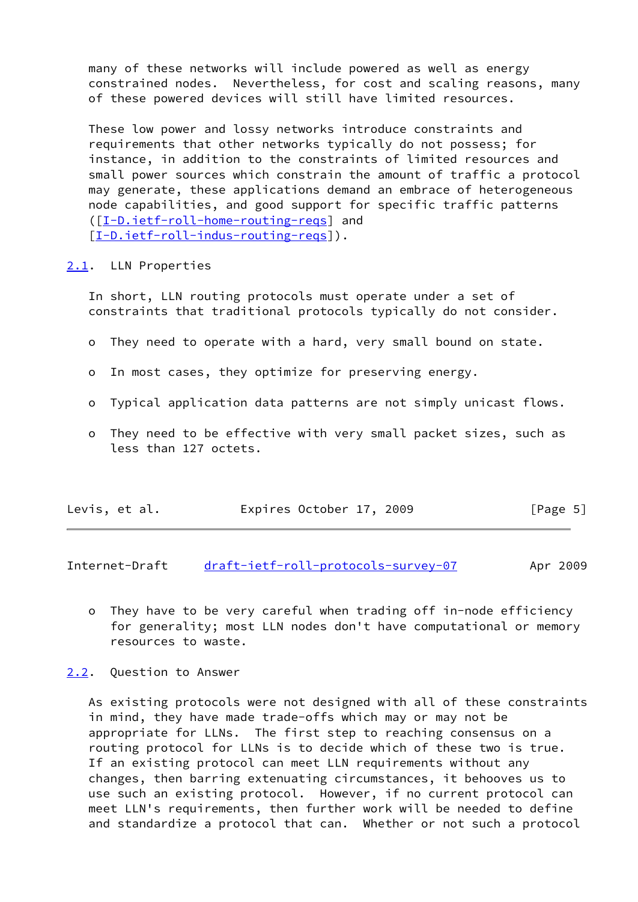many of these networks will include powered as well as energy constrained nodes. Nevertheless, for cost and scaling reasons, many of these powered devices will still have limited resources.

These low power and lossy networks introduce constraints and requirements that other networks typically do not possess; for instance, in addition to the constraints of limited resources and small power sources which constrain the amount of traffic a protocol may generate, these applications demand an embrace of heterogeneous node capabilities, and good support for specific traffic patterns ([I-D.ietf-roll-home-routing-reqs] and [I-D.ietf-roll-indus-routing-reqs]).

## 2.1. LLN Properties

In short, LLN routing protocols must operate under a set of constraints that traditional protocols typically do not consider.

- They need to operate with a hard, very small bound on state.
- In most cases, they optimize for preserving energy.
- Typical application data patterns are not simply unicast flows.
- They need to be effective with very small packet sizes, such as less than 127 octets.
- They have to be very careful when trading off in-node efficiency for generality; most LLN nodes don't have computational or memory resources to waste.

## 2.2. Question to Answer

As existing protocols were not designed with all of these constraints in mind, they have made trade-offs which may or may not be appropriate for LLNs. The first step to reaching consensus on a routing protocol for LLNs is to decide which of these two is true. If an existing protocol can meet LLN requirements without any changes, then barring extenuating circumstances, it behooves us to use such an existing protocol. However, if no current protocol can meet LLN's requirements, then further work will be needed to define and standardize a protocol that can. Whether or not such a protocol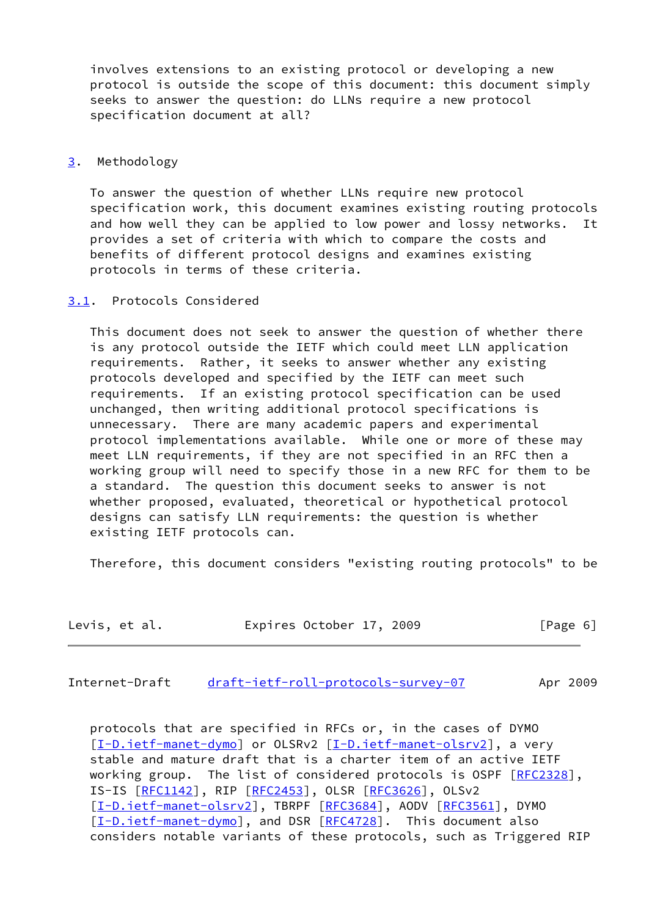involves extensions to an existing protocol or developing a new protocol is outside the scope of this document: this document simply seeks to answer the question: do LLNs require a new protocol specification document at all?

## 3. Methodology

To answer the question of whether LLNs require new protocol specification work, this document examines existing routing protocols and how well they can be applied to low power and lossy networks. It provides a set of criteria with which to compare the costs and benefits of different protocol designs and examines existing protocols in terms of these criteria.

### 3.1. Protocols Considered

This document does not seek to answer the question of whether there is any protocol outside the IETF which could meet LLN application requirements. Rather, it seeks to answer whether any existing protocols developed and specified by the IETF can meet such requirements. If an existing protocol specification can be used unchanged, then writing additional protocol specifications is unnecessary. There are many academic papers and experimental protocol implementations available. While one or more of these may meet LLN requirements, if they are not specified in an RFC then a working group will need to specify those in a new RFC for them to be a standard. The question this document seeks to answer is not whether proposed, evaluated, theoretical or hypothetical protocol designs can satisfy LLN requirements: the question is whether existing IETF protocols can.

Therefore, this document considers "existing routing protocols" to be protocols that are specified in RFCs or, in the cases of DYMO [I-D.ietf-manet-dymo] or OLSRv2 [I-D.ietf-manet-olsrv2], a very stable and mature draft that is a charter item of an active IETF working group. The list of considered protocols is OSPF [RFC2328], IS-IS [RFC1142], RIP [RFC2453], OLSR [RFC3626], OLSv2 [I-D.ietf-manet-olsrv2], TBRPF [RFC3684], AODV [RFC3561], DYMO [I-D.ietf-manet-dymo], and DSR [RFC4728]. This document also considers notable variants of these protocols, such as Triggered RIP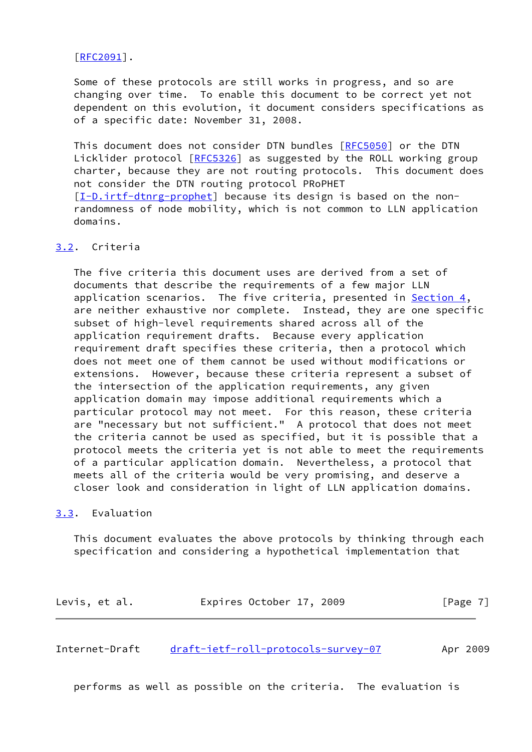[RFC2091].

Some of these protocols are still works in progress, and so are changing over time. To enable this document to be correct yet not dependent on this evolution, it document considers specifications as of a specific date: November 31, 2008.

This document does not consider DTN bundles [RFC5050] or the DTN Licklider protocol [RFC5326] as suggested by the ROLL working group charter, because they are not routing protocols. This document does not consider the DTN routing protocol PRoPHET [I-D.irtf-dtnrg-prophet] because its design is based on the non-randomness of node mobility, which is not common to LLN application domains.

## 3.2. Criteria

The five criteria this document uses are derived from a set of documents that describe the requirements of a few major LLN application scenarios. The five criteria, presented in Section 4, are neither exhaustive nor complete. Instead, they are one specific subset of high-level requirements shared across all of the application requirement drafts. Because every application requirement draft specifies these criteria, then a protocol which does not meet one of them cannot be used without modifications or extensions. However, because these criteria represent a subset of the intersection of the application requirements, any given application domain may impose additional requirements which a particular protocol may not meet. For this reason, these criteria are "necessary but not sufficient." A protocol that does not meet the criteria cannot be used as specified, but it is possible that a protocol meets the criteria yet is not able to meet the requirements of a particular application domain. Nevertheless, a protocol that meets all of the criteria would be very promising, and deserve a closer look and consideration in light of LLN application domains.

## 3.3. Evaluation

This document evaluates the above protocols by thinking through each specification and considering a hypothetical implementation that performs as well as possible on the criteria. The evaluation is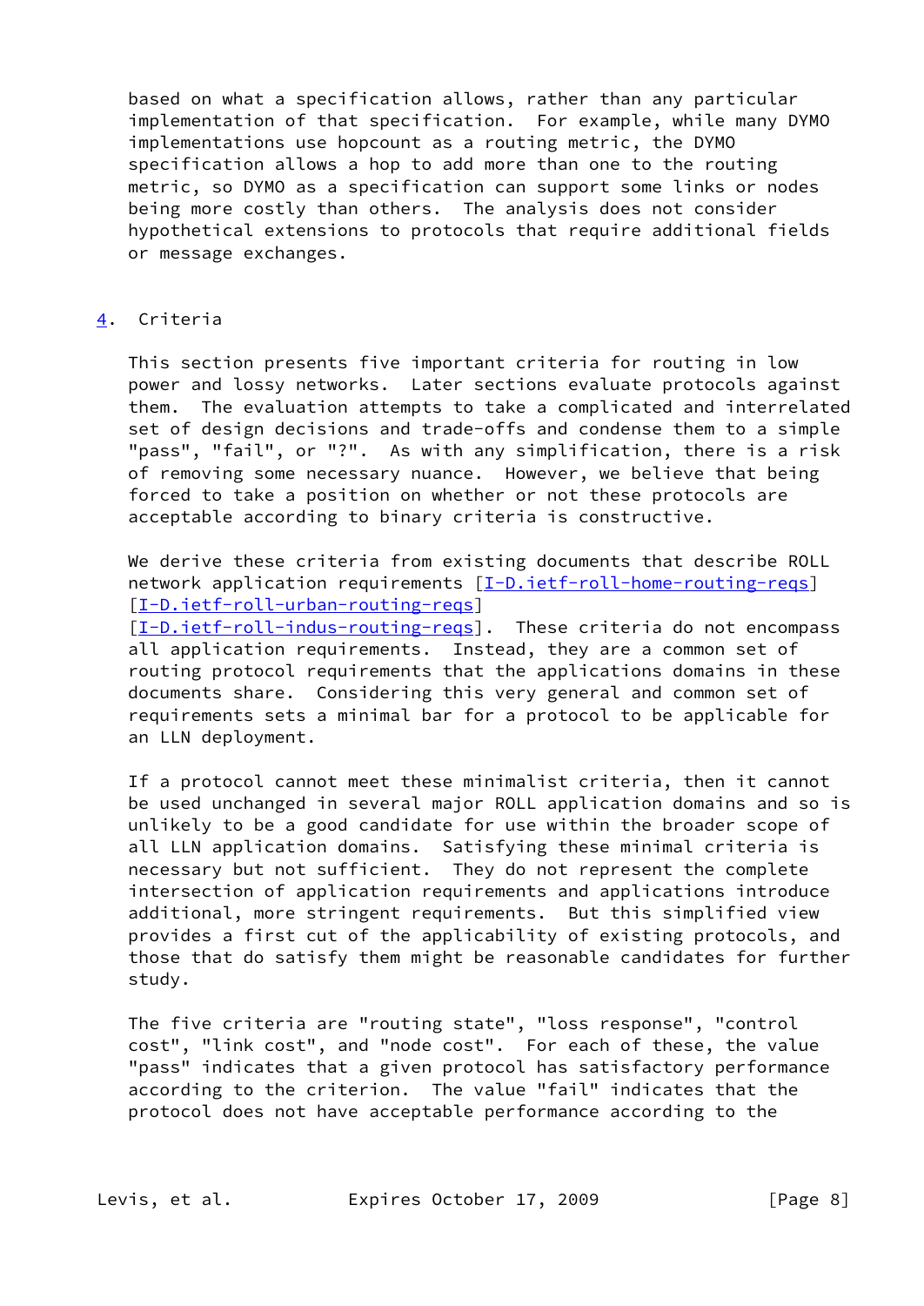based on what a specification allows, rather than any particular implementation of that specification. For example, while many DYMO implementations use hopcount as a routing metric, the DYMO specification allows a hop to add more than one to the routing metric, so DYMO as a specification can support some links or nodes being more costly than others. The analysis does not consider hypothetical extensions to protocols that require additional fields or message exchanges.

## 4. Criteria

This section presents five important criteria for routing in low power and lossy networks. Later sections evaluate protocols against them. The evaluation attempts to take a complicated and interrelated set of design decisions and trade-offs and condense them to a simple "pass", "fail", or "?". As with any simplification, there is a risk of removing some necessary nuance. However, we believe that being forced to take a position on whether or not these protocols are acceptable according to binary criteria is constructive.

We derive these criteria from existing documents that describe ROLL network application requirements [I-D.ietf-roll-home-routing-reqs] [I-D.ietf-roll-urban-routing-reqs] [I-D.ietf-roll-indus-routing-reqs]. These criteria do not encompass all application requirements. Instead, they are a common set of routing protocol requirements that the applications domains in these documents share. Considering this very general and common set of requirements sets a minimal bar for a protocol to be applicable for an LLN deployment.

If a protocol cannot meet these minimalist criteria, then it cannot be used unchanged in several major ROLL application domains and so is unlikely to be a good candidate for use within the broader scope of all LLN application domains. Satisfying these minimal criteria is necessary but not sufficient. They do not represent the complete intersection of application requirements and applications introduce additional, more stringent requirements. But this simplified view provides a first cut of the applicability of existing protocols, and those that do satisfy them might be reasonable candidates for further study.

The five criteria are "routing state", "loss response", "control cost", "link cost", and "node cost". For each of these, the value "pass" indicates that a given protocol has satisfactory performance according to the criterion. The value "fail" indicates that the protocol does not have acceptable performance according to the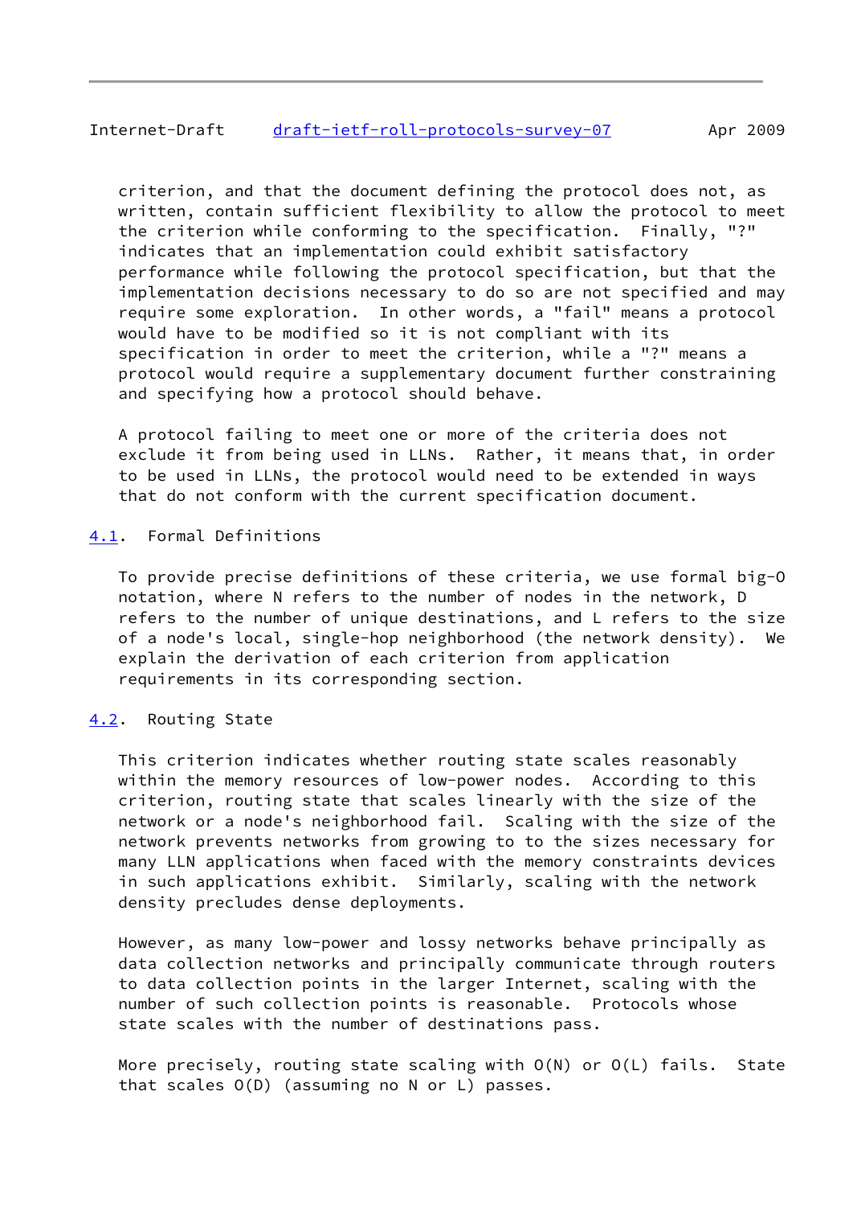criterion, and that the document defining the protocol does not, as written, contain sufficient flexibility to allow the protocol to meet the criterion while conforming to the specification. Finally, "?" indicates that an implementation could exhibit satisfactory performance while following the protocol specification, but that the implementation decisions necessary to do so are not specified and may require some exploration. In other words, a "fail" means a protocol would have to be modified so it is not compliant with its specification in order to meet the criterion, while a "?" means a protocol would require a supplementary document further constraining and specifying how a protocol should behave.

A protocol failing to meet one or more of the criteria does not exclude it from being used in LLNs. Rather, it means that, in order to be used in LLNs, the protocol would need to be extended in ways that do not conform with the current specification document.

## 4.1. Formal Definitions

To provide precise definitions of these criteria, we use formal big-O notation, where N refers to the number of nodes in the network, D refers to the number of unique destinations, and L refers to the size of a node's local, single-hop neighborhood (the network density). We explain the derivation of each criterion from application requirements in its corresponding section.

## 4.2. Routing State

This criterion indicates whether routing state scales reasonably within the memory resources of low-power nodes. According to this criterion, routing state that scales linearly with the size of the network or a node's neighborhood fail. Scaling with the size of the network prevents networks from growing to to the sizes necessary for many LLN applications when faced with the memory constraints devices in such applications exhibit. Similarly, scaling with the network density precludes dense deployments.

However, as many low-power and lossy networks behave principally as data collection networks and principally communicate through routers to data collection points in the larger Internet, scaling with the number of such collection points is reasonable. Protocols whose state scales with the number of destinations pass.

More precisely, routing state scaling with $O(N)$ or $O(L)$ fails. State that scales $O(D)$ (assuming no N or L) passes.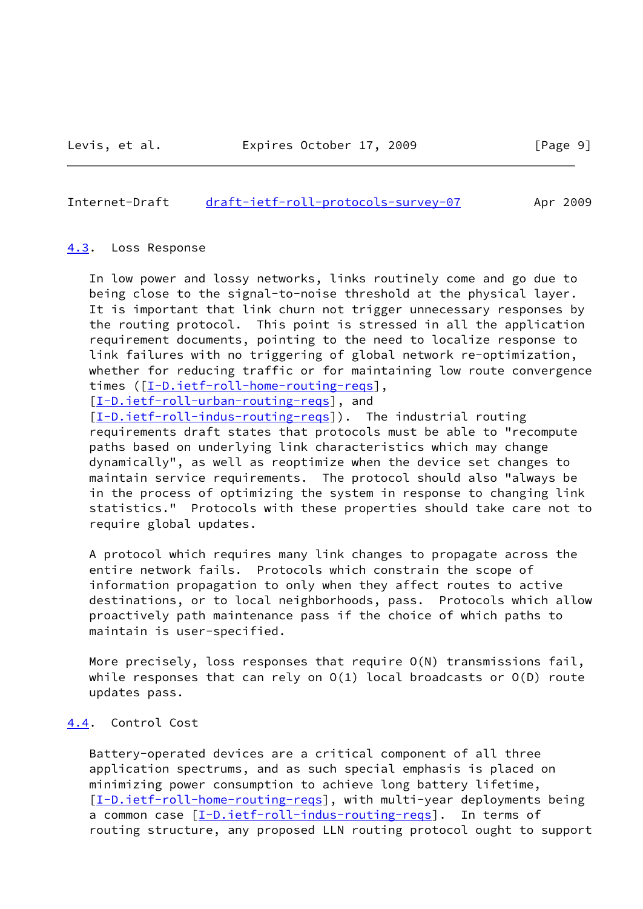### 4.3. Loss Response

In low power and lossy networks, links routinely come and go due to being close to the signal-to-noise threshold at the physical layer. It is important that link churn not trigger unnecessary responses by the routing protocol. This point is stressed in all the application requirement documents, pointing to the need to localize response to link failures with no triggering of global network re-optimization, whether for reducing traffic or for maintaining low route convergence times ([I-D.ietf-roll-home-routing-reqs], [I-D.ietf-roll-urban-routing-reqs], and [I-D.ietf-roll-indus-routing-reqs]). The industrial routing requirements draft states that protocols must be able to "recompute paths based on underlying link characteristics which may change dynamically", as well as reoptimize when the device set changes to maintain service requirements. The protocol should also "always be in the process of optimizing the system in response to changing link statistics." Protocols with these properties should take care not to require global updates.

A protocol which requires many link changes to propagate across the entire network fails. Protocols which constrain the scope of information propagation to only when they affect routes to active destinations, or to local neighborhoods, pass. Protocols which allow proactively path maintenance pass if the choice of which paths to maintain is user-specified.

More precisely, loss responses that require $O(N)$ transmissions fail, while responses that can rely on $O(1)$ local broadcasts or $O(D)$ route updates pass.

### 4.4. Control Cost

Battery-operated devices are a critical component of all three application spectrums, and as such special emphasis is placed on minimizing power consumption to achieve long battery lifetime, [I-D.ietf-roll-home-routing-reqs], with multi-year deployments being a common case [I-D.ietf-roll-indus-routing-reqs]. In terms of routing structure, any proposed LLN routing protocol ought to support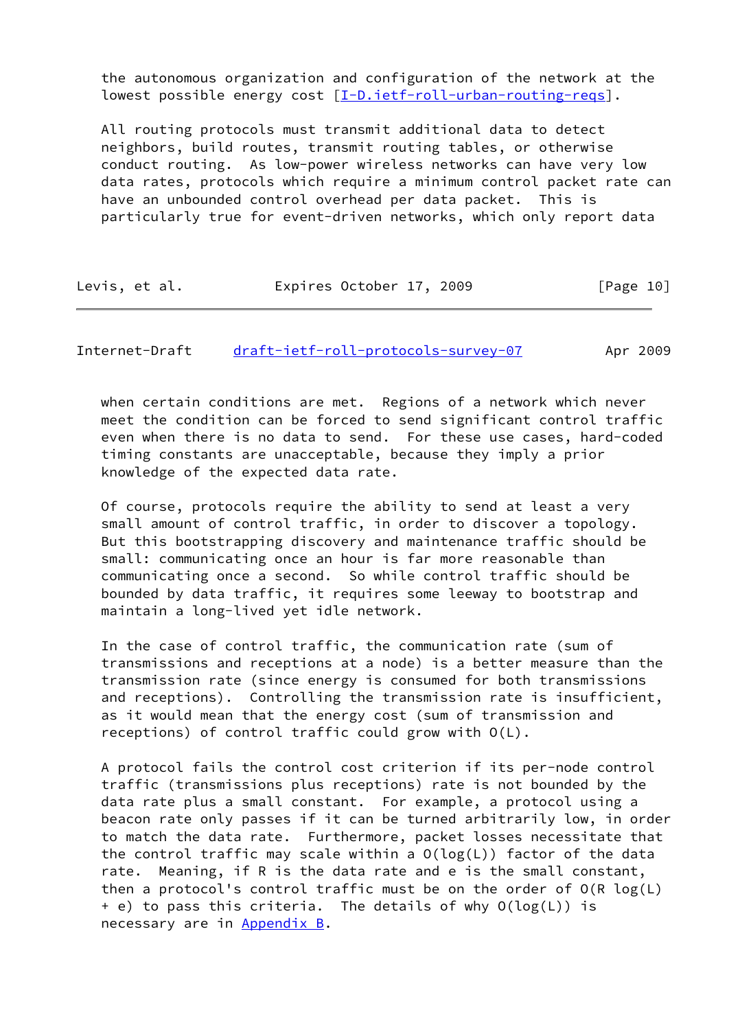the autonomous organization and configuration of the network at the lowest possible energy cost [I-D.ietf-roll-urban-routing-reqs].

All routing protocols must transmit additional data to detect neighbors, build routes, transmit routing tables, or otherwise conduct routing. As low-power wireless networks can have very low data rates, protocols which require a minimum control packet rate can have an unbounded control overhead per data packet. This is particularly true for event-driven networks, which only report data when certain conditions are met. Regions of a network which never meet the condition can be forced to send significant control traffic even when there is no data to send. For these use cases, hard-coded timing constants are unacceptable, because they imply a prior knowledge of the expected data rate.

Of course, protocols require the ability to send at least a very small amount of control traffic, in order to discover a topology. But this bootstrapping discovery and maintenance traffic should be small: communicating once an hour is far more reasonable than communicating once a second. So while control traffic should be bounded by data traffic, it requires some leeway to bootstrap and maintain a long-lived yet idle network.

In the case of control traffic, the communication rate (sum of transmissions and receptions at a node) is a better measure than the transmission rate (since energy is consumed for both transmissions and receptions). Controlling the transmission rate is insufficient, as it would mean that the energy cost (sum of transmission and receptions) of control traffic could grow with $O(L)$.

A protocol fails the control cost criterion if its per-node control traffic (transmissions plus receptions) rate is not bounded by the data rate plus a small constant. For example, a protocol using a beacon rate only passes if it can be turned arbitrarily low, in order to match the data rate. Furthermore, packet losses necessitate that the control traffic may scale within a $O(\log(L))$ factor of the data rate. Meaning, if R is the data rate and e is the small constant, then a protocol's control traffic must be on the order of $O(R \log(L) + e)$ to pass this criteria. The details of why $O(\log(L))$ is necessary are in Appendix B.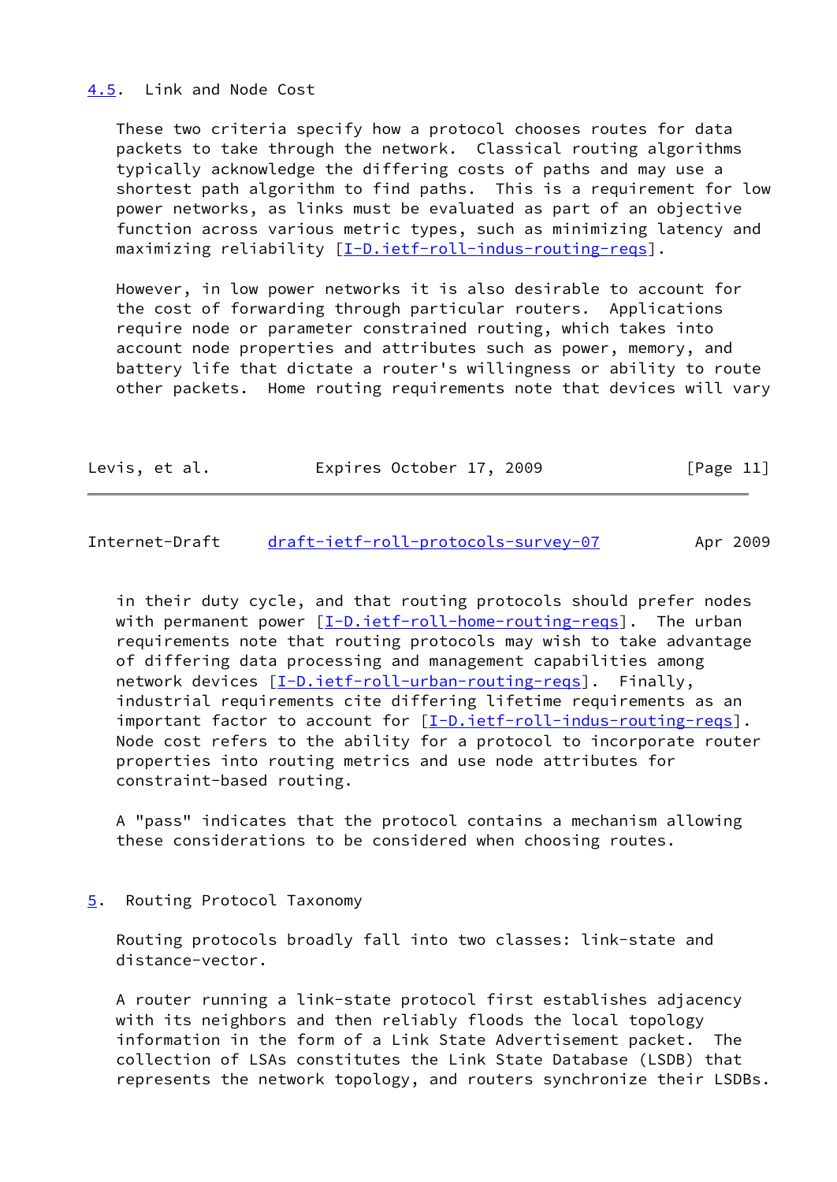### 4.5. Link and Node Cost

These two criteria specify how a protocol chooses routes for data packets to take through the network. Classical routing algorithms typically acknowledge the differing costs of paths and may use a shortest path algorithm to find paths. This is a requirement for low power networks, as links must be evaluated as part of an objective function across various metric types, such as minimizing latency and maximizing reliability [I-D.ietf-roll-indus-routing-reqs].

However, in low power networks it is also desirable to account for the cost of forwarding through particular routers. Applications require node or parameter constrained routing, which takes into account node properties and attributes such as power, memory, and battery life that dictate a router's willingness or ability to route other packets. Home routing requirements note that devices will vary in their duty cycle, and that routing protocols should prefer nodes with permanent power [I-D.ietf-roll-home-routing-reqs]. The urban requirements note that routing protocols may wish to take advantage of differing data processing and management capabilities among network devices [I-D.ietf-roll-urban-routing-reqs]. Finally, industrial requirements cite differing lifetime requirements as an important factor to account for [I-D.ietf-roll-indus-routing-reqs]. Node cost refers to the ability for a protocol to incorporate router properties into routing metrics and use node attributes for constraint-based routing.

A "pass" indicates that the protocol contains a mechanism allowing these considerations to be considered when choosing routes.

## 5. Routing Protocol Taxonomy

Routing protocols broadly fall into two classes: link-state and distance-vector.

A router running a link-state protocol first establishes adjacency with its neighbors and then reliably floods the local topology information in the form of a Link State Advertisement packet. The collection of LSAs constitutes the Link State Database (LSDB) that represents the network topology, and routers synchronize their LSDBs.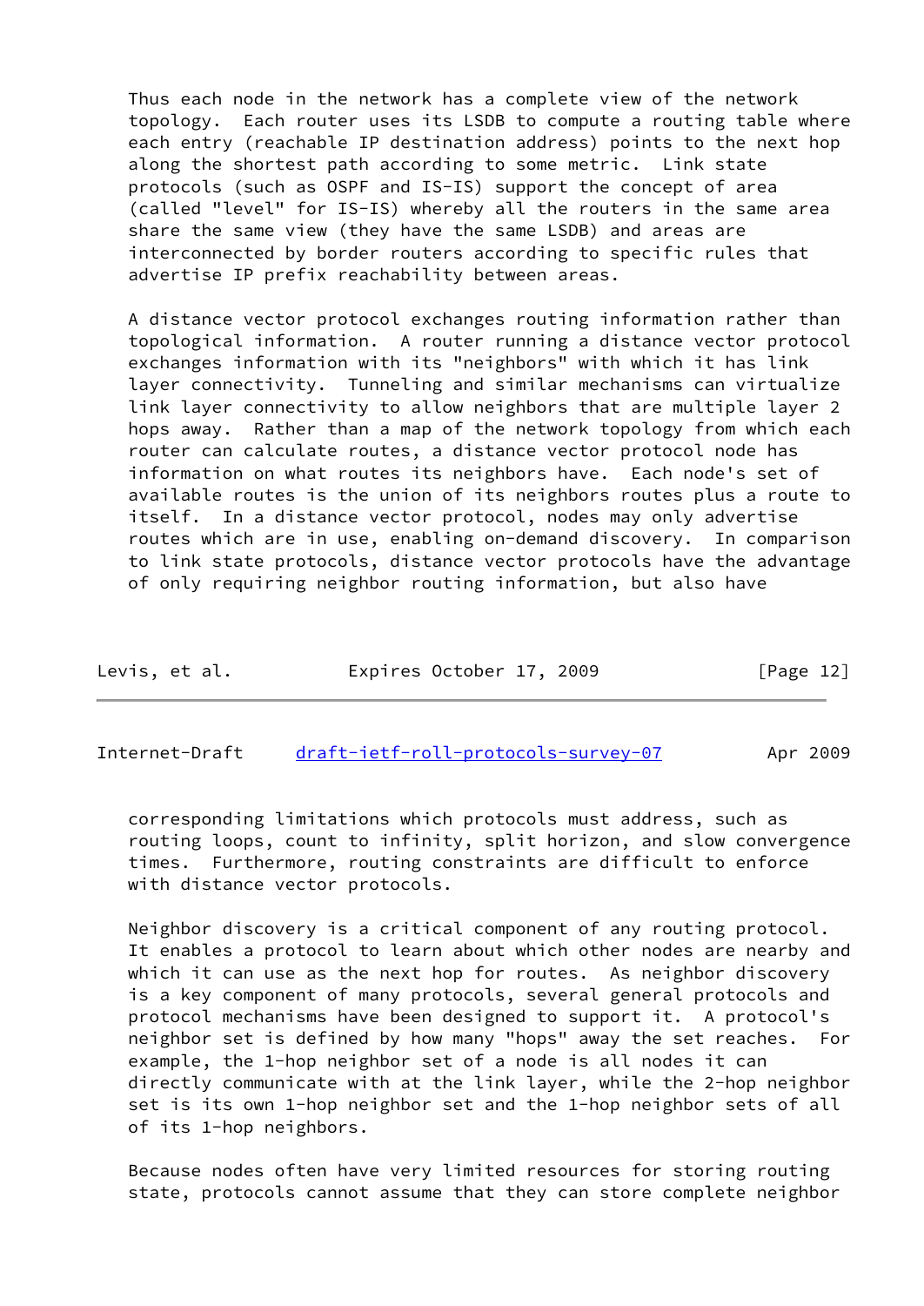Thus each node in the network has a complete view of the network topology. Each router uses its LSDB to compute a routing table where each entry (reachable IP destination address) points to the next hop along the shortest path according to some metric. Link state protocols (such as OSPF and IS-IS) support the concept of area (called "level" for IS-IS) whereby all the routers in the same area share the same view (they have the same LSDB) and areas are interconnected by border routers according to specific rules that advertise IP prefix reachability between areas.

A distance vector protocol exchanges routing information rather than topological information. A router running a distance vector protocol exchanges information with its "neighbors" with which it has link layer connectivity. Tunneling and similar mechanisms can virtualize link layer connectivity to allow neighbors that are multiple layer 2 hops away. Rather than a map of the network topology from which each router can calculate routes, a distance vector protocol node has information on what routes its neighbors have. Each node's set of available routes is the union of its neighbors routes plus a route to itself. In a distance vector protocol, nodes may only advertise routes which are in use, enabling on-demand discovery. In comparison to link state protocols, distance vector protocols have the advantage of only requiring neighbor routing information, but also have corresponding limitations which protocols must address, such as routing loops, count to infinity, split horizon, and slow convergence times. Furthermore, routing constraints are difficult to enforce with distance vector protocols.

Neighbor discovery is a critical component of any routing protocol. It enables a protocol to learn about which other nodes are nearby and which it can use as the next hop for routes. As neighbor discovery is a key component of many protocols, several general protocols and protocol mechanisms have been designed to support it. A protocol's neighbor set is defined by how many "hops" away the set reaches. For example, the 1-hop neighbor set of a node is all nodes it can directly communicate with at the link layer, while the 2-hop neighbor set is its own 1-hop neighbor set and the 1-hop neighbor sets of all of its 1-hop neighbors.

Because nodes often have very limited resources for storing routing state, protocols cannot assume that they can store complete neighbor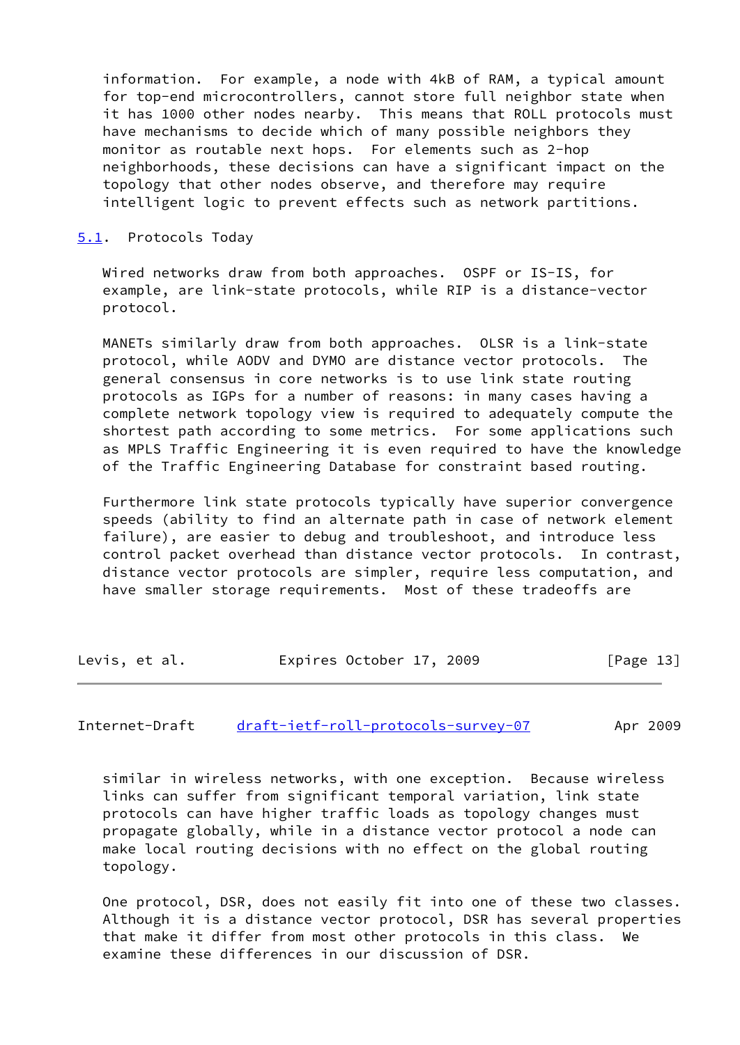information. For example, a node with 4kB of RAM, a typical amount for top-end microcontrollers, cannot store full neighbor state when it has 1000 other nodes nearby. This means that ROLL protocols must have mechanisms to decide which of many possible neighbors they monitor as routable next hops. For elements such as 2-hop neighborhoods, these decisions can have a significant impact on the topology that other nodes observe, and therefore may require intelligent logic to prevent effects such as network partitions.

## 5.1. Protocols Today

Wired networks draw from both approaches. OSPF or IS-IS, for example, are link-state protocols, while RIP is a distance-vector protocol.

MANETs similarly draw from both approaches. OLSR is a link-state protocol, while AODV and DYMO are distance vector protocols. The general consensus in core networks is to use link state routing protocols as IGPs for a number of reasons: in many cases having a complete network topology view is required to adequately compute the shortest path according to some metrics. For some applications such as MPLS Traffic Engineering it is even required to have the knowledge of the Traffic Engineering Database for constraint based routing.

Furthermore link state protocols typically have superior convergence speeds (ability to find an alternate path in case of network element failure), are easier to debug and troubleshoot, and introduce less control packet overhead than distance vector protocols. In contrast, distance vector protocols are simpler, require less computation, and have smaller storage requirements. Most of these tradeoffs are similar in wireless networks, with one exception. Because wireless links can suffer from significant temporal variation, link state protocols can have higher traffic loads as topology changes must propagate globally, while in a distance vector protocol a node can make local routing decisions with no effect on the global routing topology.

One protocol, DSR, does not easily fit into one of these two classes. Although it is a distance vector protocol, DSR has several properties that make it differ from most other protocols in this class. We examine these differences in our discussion of DSR.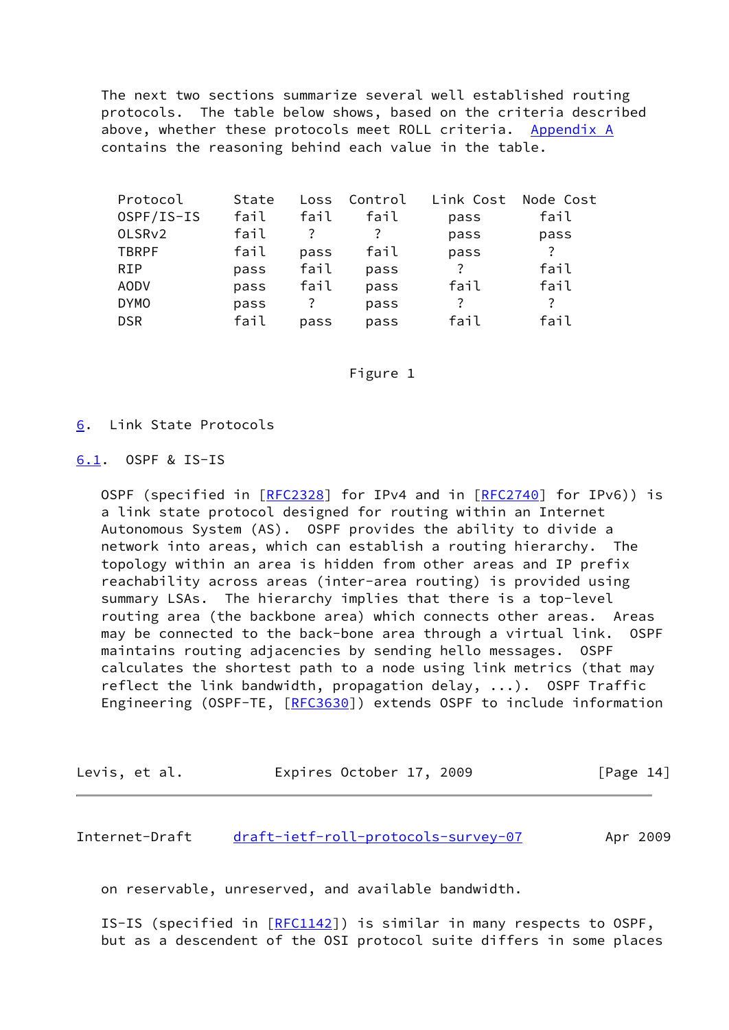The next two sections summarize several well established routing protocols. The table below shows, based on the criteria described above, whether these protocols meet ROLL criteria. Appendix A contains the reasoning behind each value in the table.

| Protocol | State | Loss | Control | Link Cost | Node Cost |
|---|---|---|---|---|---|
| OSPF/IS-IS | fail | fail | fail | pass | fail |
| OLSRv2 | fail | ? | ? | pass | pass |
| TBRPF | fail | pass | fail | pass | ? |
| RIP | pass | fail | pass | ? | fail |
| AODV | pass | fail | pass | fail | fail |
| DYMO | pass | ? | pass | ? | ? |
| DSR | fail | pass | pass | fail | fail |

Figure 1

## 6. Link State Protocols

### 6.1. OSPF & IS-IS

OSPF (specified in [RFC2328] for IPv4 and in [RFC2740] for IPv6)) is a link state protocol designed for routing within an Internet Autonomous System (AS). OSPF provides the ability to divide a network into areas, which can establish a routing hierarchy. The topology within an area is hidden from other areas and IP prefix reachability across areas (inter-area routing) is provided using summary LSAs. The hierarchy implies that there is a top-level routing area (the backbone area) which connects other areas. Areas may be connected to the back-bone area through a virtual link. OSPF maintains routing adjacencies by sending hello messages. OSPF calculates the shortest path to a node using link metrics (that may reflect the link bandwidth, propagation delay, ...). OSPF Traffic Engineering (OSPF-TE, [RFC3630]) extends OSPF to include information on reservable, unreserved, and available bandwidth.

IS-IS (specified in [RFC1142]) is similar in many respects to OSPF, but as a descendent of the OSI protocol suite differs in some places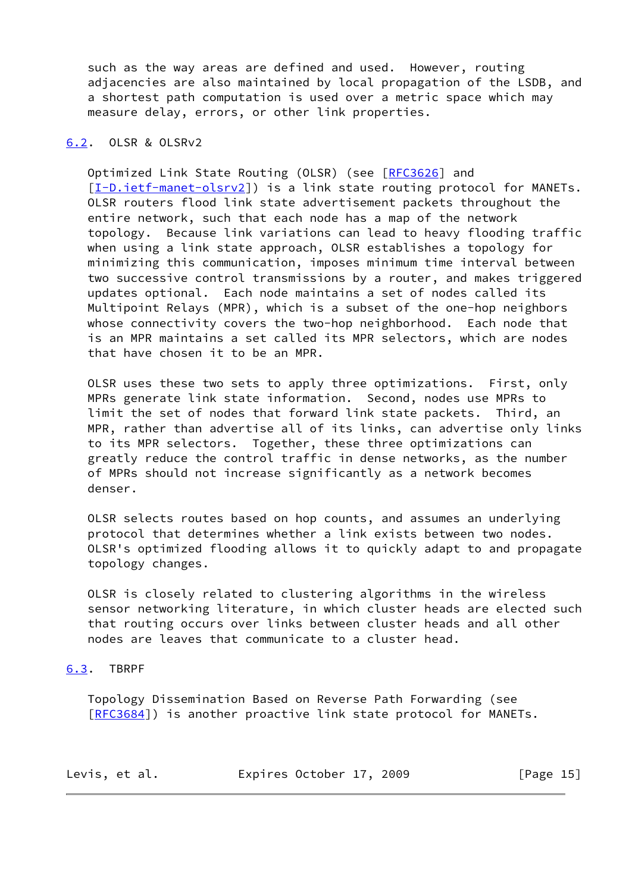such as the way areas are defined and used. However, routing adjacencies are also maintained by local propagation of the LSDB, and a shortest path computation is used over a metric space which may measure delay, errors, or other link properties.

## 6.2. OLSR & OLSRv2

Optimized Link State Routing (OLSR) (see [RFC3626] and [I-D.ietf-manet-olsrv2]) is a link state routing protocol for MANETs. OLSR routers flood link state advertisement packets throughout the entire network, such that each node has a map of the network topology. Because link variations can lead to heavy flooding traffic when using a link state approach, OLSR establishes a topology for minimizing this communication, imposes minimum time interval between two successive control transmissions by a router, and makes triggered updates optional. Each node maintains a set of nodes called its Multipoint Relays (MPR), which is a subset of the one-hop neighbors whose connectivity covers the two-hop neighborhood. Each node that is an MPR maintains a set called its MPR selectors, which are nodes that have chosen it to be an MPR.

OLSR uses these two sets to apply three optimizations. First, only MPRs generate link state information. Second, nodes use MPRs to limit the set of nodes that forward link state packets. Third, an MPR, rather than advertise all of its links, can advertise only links to its MPR selectors. Together, these three optimizations can greatly reduce the control traffic in dense networks, as the number of MPRs should not increase significantly as a network becomes denser.

OLSR selects routes based on hop counts, and assumes an underlying protocol that determines whether a link exists between two nodes. OLSR's optimized flooding allows it to quickly adapt to and propagate topology changes.

OLSR is closely related to clustering algorithms in the wireless sensor networking literature, in which cluster heads are elected such that routing occurs over links between cluster heads and all other nodes are leaves that communicate to a cluster head.

## 6.3. TBRPF

Topology Dissemination Based on Reverse Path Forwarding (see [RFC3684]) is another proactive link state protocol for MANETs.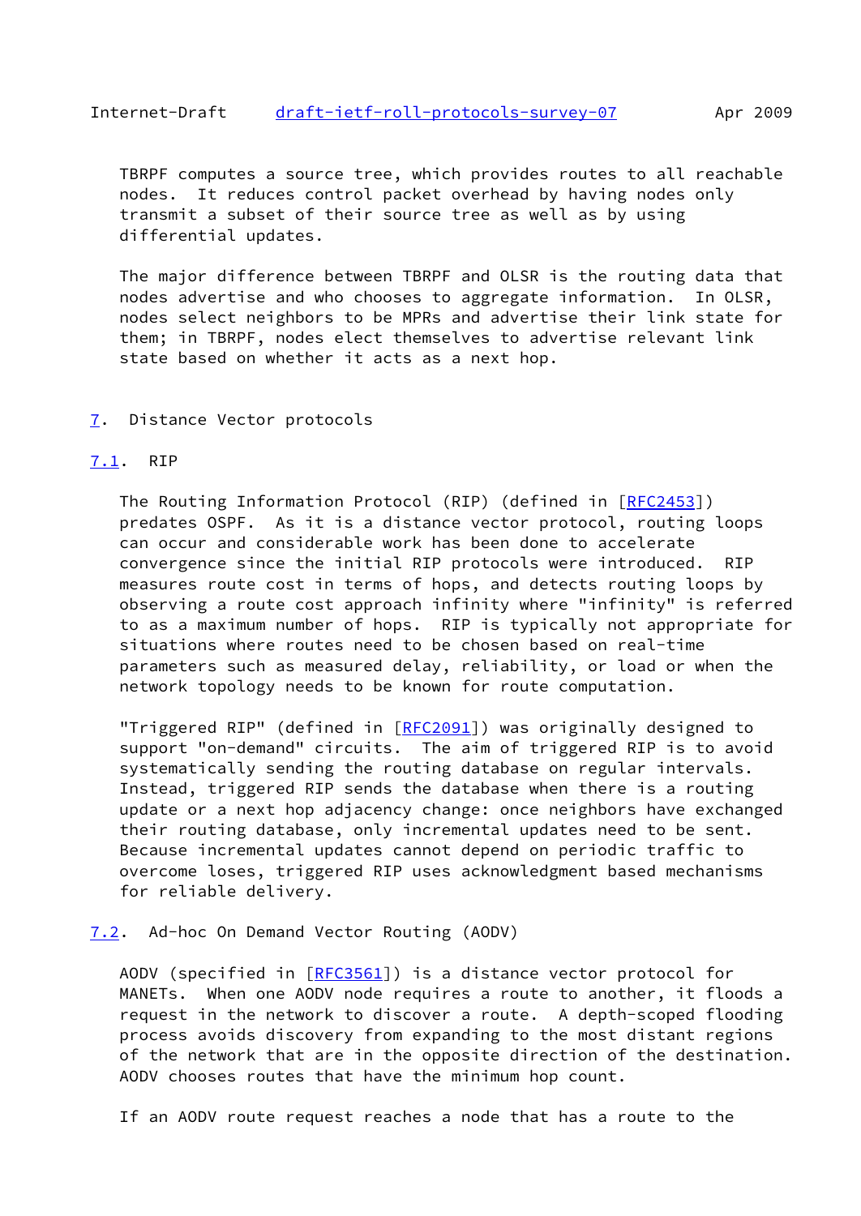TBRPF computes a source tree, which provides routes to all reachable nodes. It reduces control packet overhead by having nodes only transmit a subset of their source tree as well as by using differential updates.

The major difference between TBRPF and OLSR is the routing data that nodes advertise and who chooses to aggregate information. In OLSR, nodes select neighbors to be MPRs and advertise their link state for them; in TBRPF, nodes elect themselves to advertise relevant link state based on whether it acts as a next hop.

## 7. Distance Vector protocols

### 7.1. RIP

The Routing Information Protocol (RIP) (defined in [RFC2453]) predates OSPF. As it is a distance vector protocol, routing loops can occur and considerable work has been done to accelerate convergence since the initial RIP protocols were introduced. RIP measures route cost in terms of hops, and detects routing loops by observing a route cost approach infinity where "infinity" is referred to as a maximum number of hops. RIP is typically not appropriate for situations where routes need to be chosen based on real-time parameters such as measured delay, reliability, or load or when the network topology needs to be known for route computation.

"Triggered RIP" (defined in [RFC2091]) was originally designed to support "on-demand" circuits. The aim of triggered RIP is to avoid systematically sending the routing database on regular intervals. Instead, triggered RIP sends the database when there is a routing update or a next hop adjacency change: once neighbors have exchanged their routing database, only incremental updates need to be sent. Because incremental updates cannot depend on periodic traffic to overcome loses, triggered RIP uses acknowledgment based mechanisms for reliable delivery.

### 7.2. Ad-hoc On Demand Vector Routing (AODV)

AODV (specified in [RFC3561]) is a distance vector protocol for MANETs. When one AODV node requires a route to another, it floods a request in the network to discover a route. A depth-scoped flooding process avoids discovery from expanding to the most distant regions of the network that are in the opposite direction of the destination. AODV chooses routes that have the minimum hop count.

If an AODV route request reaches a node that has a route to the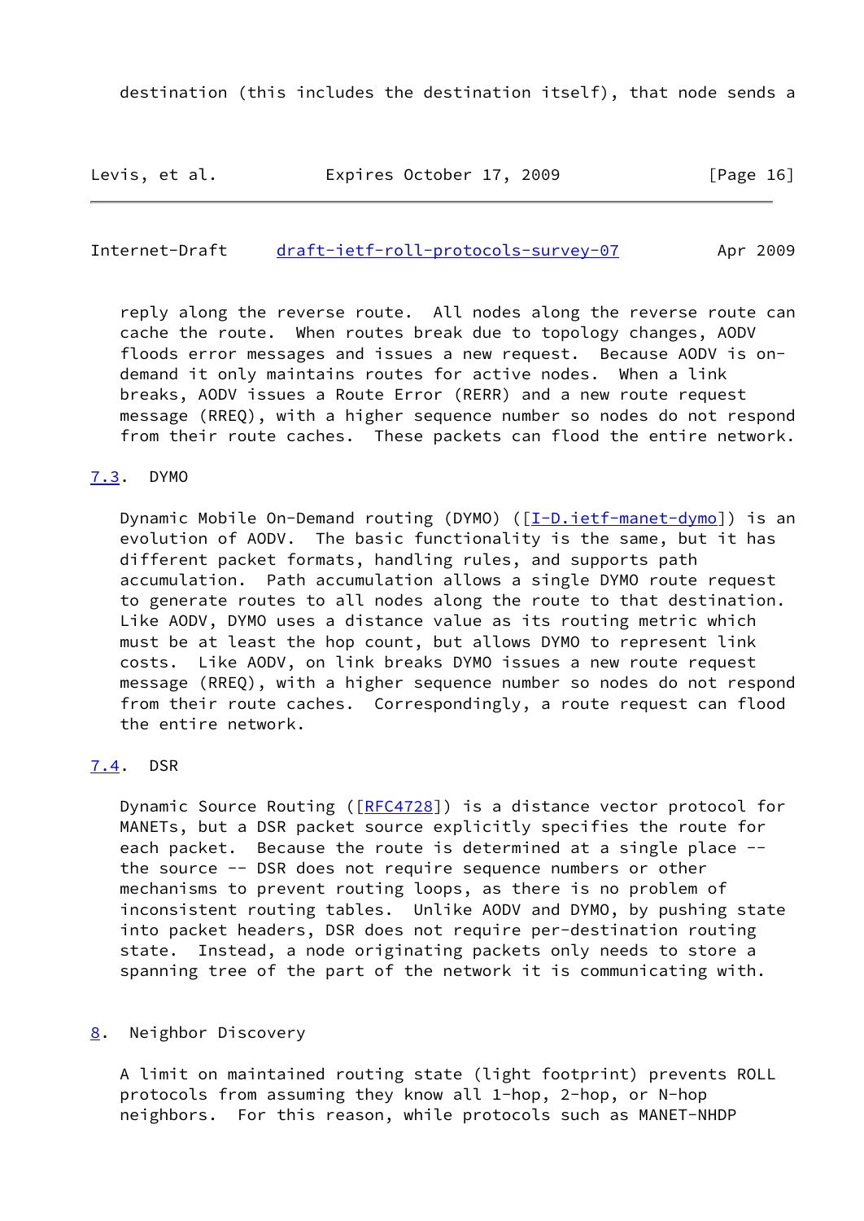destination (this includes the destination itself), that node sends a

reply along the reverse route. All nodes along the reverse route can cache the route. When routes break due to topology changes, AODV floods error messages and issues a new request. Because AODV is on-demand it only maintains routes for active nodes. When a link breaks, AODV issues a Route Error (RERR) and a new route request message (RREQ), with a higher sequence number so nodes do not respond from their route caches. These packets can flood the entire network.

### 7.3. DYMO

Dynamic Mobile On-Demand routing (DYMO) ([I-D.ietf-manet-dymo]) is an evolution of AODV. The basic functionality is the same, but it has different packet formats, handling rules, and supports path accumulation. Path accumulation allows a single DYMO route request to generate routes to all nodes along the route to that destination. Like AODV, DYMO uses a distance value as its routing metric which must be at least the hop count, but allows DYMO to represent link costs. Like AODV, on link breaks DYMO issues a new route request message (RREQ), with a higher sequence number so nodes do not respond from their route caches. Correspondingly, a route request can flood the entire network.

### 7.4. DSR

Dynamic Source Routing ([RFC4728]) is a distance vector protocol for MANETs, but a DSR packet source explicitly specifies the route for each packet. Because the route is determined at a single place -- the source -- DSR does not require sequence numbers or other mechanisms to prevent routing loops, as there is no problem of inconsistent routing tables. Unlike AODV and DYMO, by pushing state into packet headers, DSR does not require per-destination routing state. Instead, a node originating packets only needs to store a spanning tree of the part of the network it is communicating with.

## 8. Neighbor Discovery

A limit on maintained routing state (light footprint) prevents ROLL protocols from assuming they know all 1-hop, 2-hop, or N-hop neighbors. For this reason, while protocols such as MANET-NHDP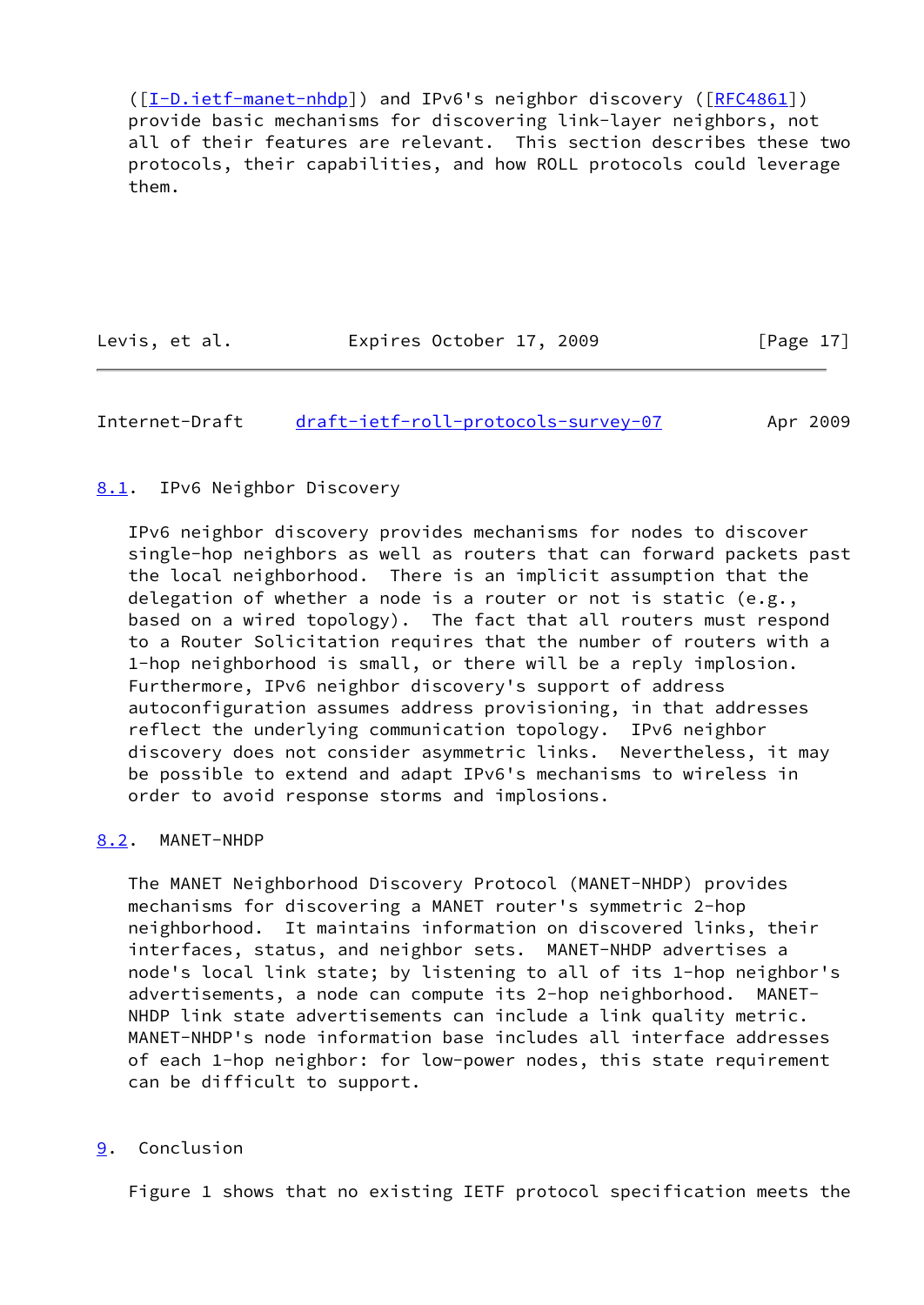([I-D.ietf-manet-nhdp]) and IPv6's neighbor discovery ([RFC4861]) provide basic mechanisms for discovering link-layer neighbors, not all of their features are relevant. This section describes these two protocols, their capabilities, and how ROLL protocols could leverage them.

### 8.1. IPv6 Neighbor Discovery

IPv6 neighbor discovery provides mechanisms for nodes to discover single-hop neighbors as well as routers that can forward packets past the local neighborhood. There is an implicit assumption that the delegation of whether a node is a router or not is static (e.g., based on a wired topology). The fact that all routers must respond to a Router Solicitation requires that the number of routers with a 1-hop neighborhood is small, or there will be a reply implosion. Furthermore, IPv6 neighbor discovery's support of address autoconfiguration assumes address provisioning, in that addresses reflect the underlying communication topology. IPv6 neighbor discovery does not consider asymmetric links. Nevertheless, it may be possible to extend and adapt IPv6's mechanisms to wireless in order to avoid response storms and implosions.

### 8.2. MANET-NHDP

The MANET Neighborhood Discovery Protocol (MANET-NHDP) provides mechanisms for discovering a MANET router's symmetric 2-hop neighborhood. It maintains information on discovered links, their interfaces, status, and neighbor sets. MANET-NHDP advertises a node's local link state; by listening to all of its 1-hop neighbor's advertisements, a node can compute its 2-hop neighborhood. MANET-NHDP link state advertisements can include a link quality metric. MANET-NHDP's node information base includes all interface addresses of each 1-hop neighbor: for low-power nodes, this state requirement can be difficult to support.

## 9. Conclusion

Figure 1 shows that no existing IETF protocol specification meets the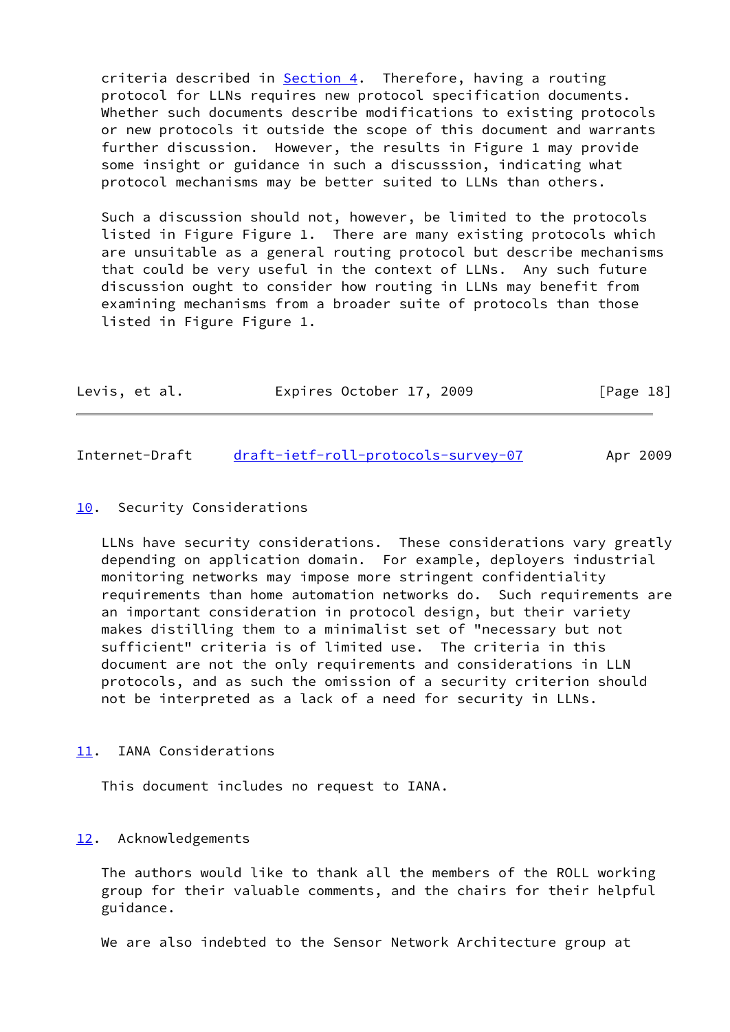criteria described in Section 4. Therefore, having a routing protocol for LLNs requires new protocol specification documents. Whether such documents describe modifications to existing protocols or new protocols it outside the scope of this document and warrants further discussion. However, the results in Figure 1 may provide some insight or guidance in such a discusssion, indicating what protocol mechanisms may be better suited to LLNs than others.

Such a discussion should not, however, be limited to the protocols listed in Figure Figure 1. There are many existing protocols which are unsuitable as a general routing protocol but describe mechanisms that could be very useful in the context of LLNs. Any such future discussion ought to consider how routing in LLNs may benefit from examining mechanisms from a broader suite of protocols than those listed in Figure Figure 1.

## 10. Security Considerations

LLNs have security considerations. These considerations vary greatly depending on application domain. For example, deployers industrial monitoring networks may impose more stringent confidentiality requirements than home automation networks do. Such requirements are an important consideration in protocol design, but their variety makes distilling them to a minimalist set of "necessary but not sufficient" criteria is of limited use. The criteria in this document are not the only requirements and considerations in LLN protocols, and as such the omission of a security criterion should not be interpreted as a lack of a need for security in LLNs.

## 11. IANA Considerations

This document includes no request to IANA.

## 12. Acknowledgements

The authors would like to thank all the members of the ROLL working group for their valuable comments, and the chairs for their helpful guidance.

We are also indebted to the Sensor Network Architecture group at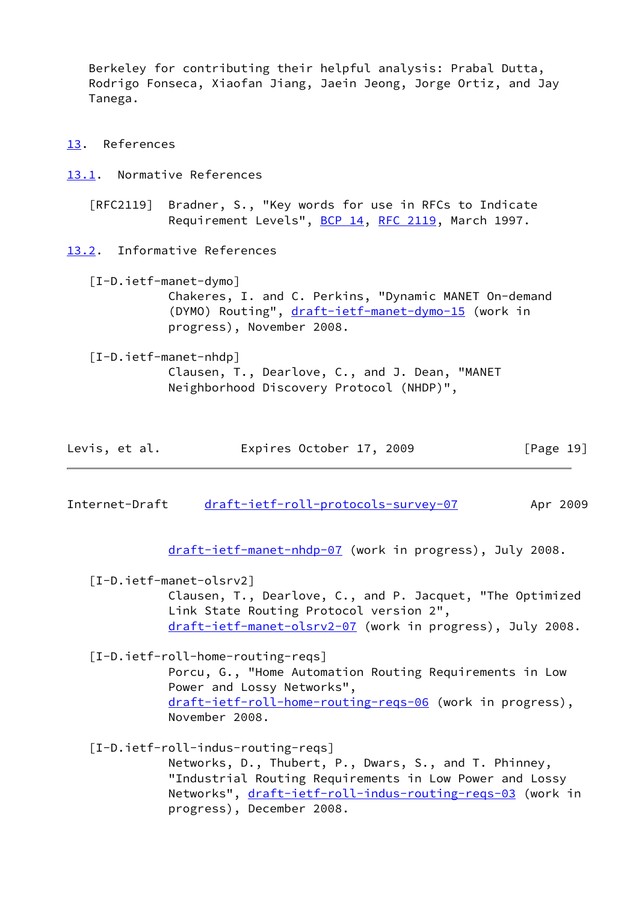Berkeley for contributing their helpful analysis: Prabal Dutta, Rodrigo Fonseca, Xiaofan Jiang, Jaein Jeong, Jorge Ortiz, and Jay Tanega.

## 13. References

### 13.1. Normative References

[RFC2119] Bradner, S., "Key words for use in RFCs to Indicate Requirement Levels", BCP 14, RFC 2119, March 1997.

### 13.2. Informative References

[I-D.ietf-manet-dymo]
Chakeres, I. and C. Perkins, "Dynamic MANET On-demand (DYMO) Routing", draft-ietf-manet-dymo-15 (work in progress), November 2008.

[I-D.ietf-manet-nhdp]
Clausen, T., Dearlove, C., and J. Dean, "MANET Neighborhood Discovery Protocol (NHDP)", draft-ietf-manet-nhdp-07 (work in progress), July 2008.

[I-D.ietf-manet-olsrv2]
Clausen, T., Dearlove, C., and P. Jacquet, "The Optimized Link State Routing Protocol version 2", draft-ietf-manet-olsrv2-07 (work in progress), July 2008.

[I-D.ietf-roll-home-routing-reqs]
Porcu, G., "Home Automation Routing Requirements in Low Power and Lossy Networks", draft-ietf-roll-home-routing-reqs-06 (work in progress), November 2008.

[I-D.ietf-roll-indus-routing-reqs]
Networks, D., Thubert, P., Dwars, S., and T. Phinney, "Industrial Routing Requirements in Low Power and Lossy Networks", draft-ietf-roll-indus-routing-reqs-03 (work in progress), December 2008.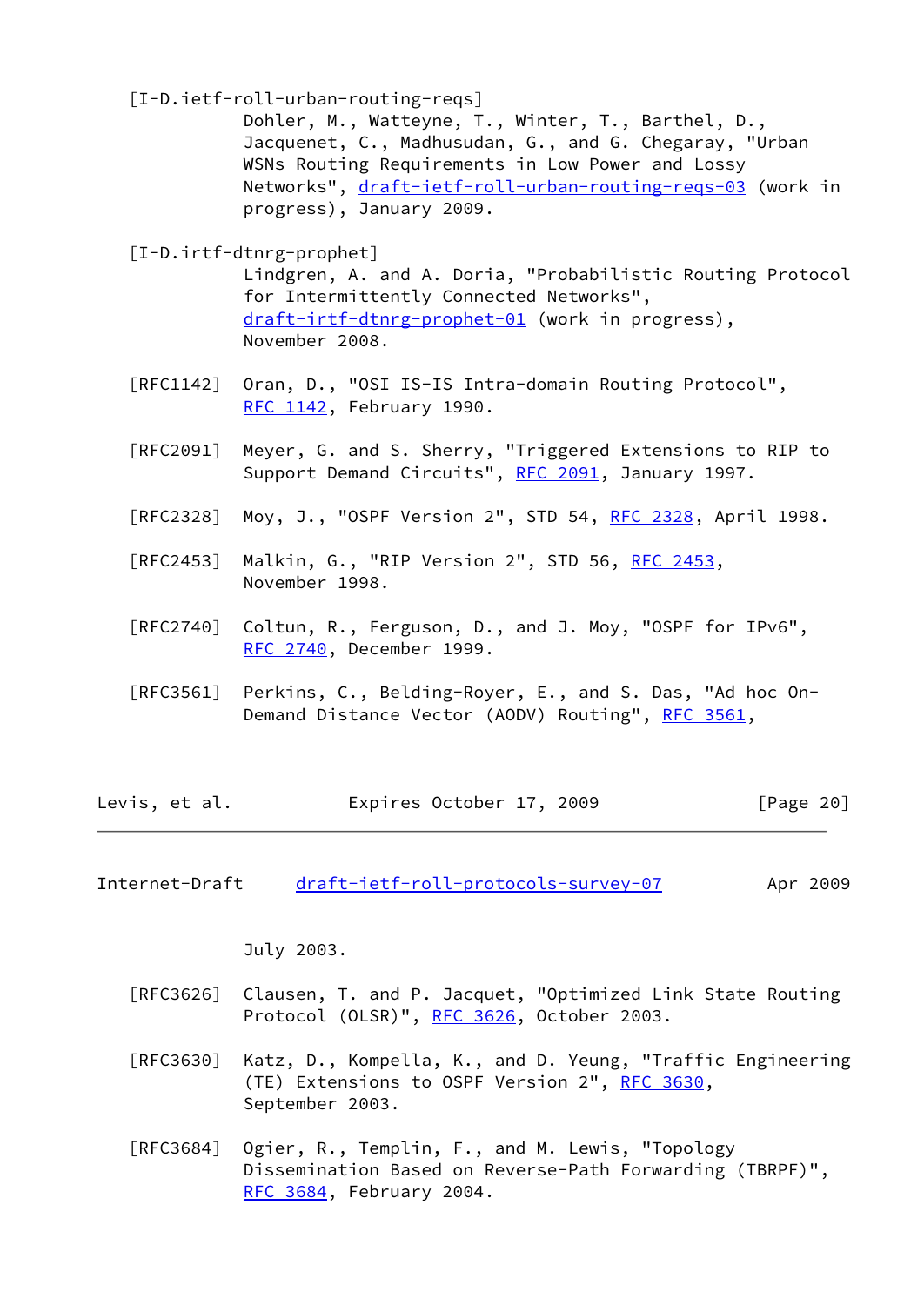[I-D.ietf-roll-urban-routing-reqs]
Dohler, M., Watteyne, T., Winter, T., Barthel, D., Jacquenet, C., Madhusudan, G., and G. Chegaray, "Urban WSNs Routing Requirements in Low Power and Lossy Networks", draft-ietf-roll-urban-routing-reqs-03 (work in progress), January 2009.

[I-D.irtf-dtnrg-prophet]
Lindgren, A. and A. Doria, "Probabilistic Routing Protocol for Intermittently Connected Networks", draft-irtf-dtnrg-prophet-01 (work in progress), November 2008.

[RFC1142] Oran, D., "OSI IS-IS Intra-domain Routing Protocol", RFC 1142, February 1990.

[RFC2091] Meyer, G. and S. Sherry, "Triggered Extensions to RIP to Support Demand Circuits", RFC 2091, January 1997.

[RFC2328] Moy, J., "OSPF Version 2", STD 54, RFC 2328, April 1998.

[RFC2453] Malkin, G., "RIP Version 2", STD 56, RFC 2453, November 1998.

[RFC2740] Coltun, R., Ferguson, D., and J. Moy, "OSPF for IPv6", RFC 2740, December 1999.

[RFC3561] Perkins, C., Belding-Royer, E., and S. Das, "Ad hoc On-Demand Distance Vector (AODV) Routing", RFC 3561, July 2003.

[RFC3626] Clausen, T. and P. Jacquet, "Optimized Link State Routing Protocol (OLSR)", RFC 3626, October 2003.

[RFC3630] Katz, D., Kompella, K., and D. Yeung, "Traffic Engineering (TE) Extensions to OSPF Version 2", RFC 3630, September 2003.

[RFC3684] Ogier, R., Templin, F., and M. Lewis, "Topology Dissemination Based on Reverse-Path Forwarding (TBRPF)", RFC 3684, February 2004.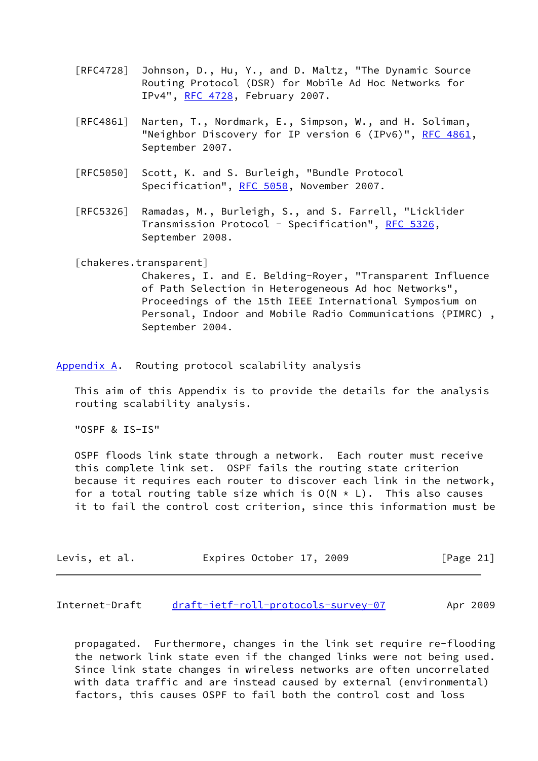[RFC4728] Johnson, D., Hu, Y., and D. Maltz, "The Dynamic Source Routing Protocol (DSR) for Mobile Ad Hoc Networks for IPv4", RFC 4728, February 2007.

[RFC4861] Narten, T., Nordmark, E., Simpson, W., and H. Soliman, "Neighbor Discovery for IP version 6 (IPv6)", RFC 4861, September 2007.

[RFC5050] Scott, K. and S. Burleigh, "Bundle Protocol Specification", RFC 5050, November 2007.

[RFC5326] Ramadas, M., Burleigh, S., and S. Farrell, "Licklider Transmission Protocol - Specification", RFC 5326, September 2008.

[chakeres.transparent] Chakeres, I. and E. Belding-Royer, "Transparent Influence of Path Selection in Heterogeneous Ad hoc Networks", Proceedings of the 15th IEEE International Symposium on Personal, Indoor and Mobile Radio Communications (PIMRC) , September 2004.

## Appendix A. Routing protocol scalability analysis

This aim of this Appendix is to provide the details for the analysis routing scalability analysis.

"OSPF & IS-IS"

OSPF floods link state through a network. Each router must receive this complete link set. OSPF fails the routing state criterion because it requires each router to discover each link in the network, for a total routing table size which is $O(N * L)$. This also causes it to fail the control cost criterion, since this information must be propagated. Furthermore, changes in the link set require re-flooding the network link state even if the changed links were not being used. Since link state changes in wireless networks are often uncorrelated with data traffic and are instead caused by external (environmental) factors, this causes OSPF to fail both the control cost and loss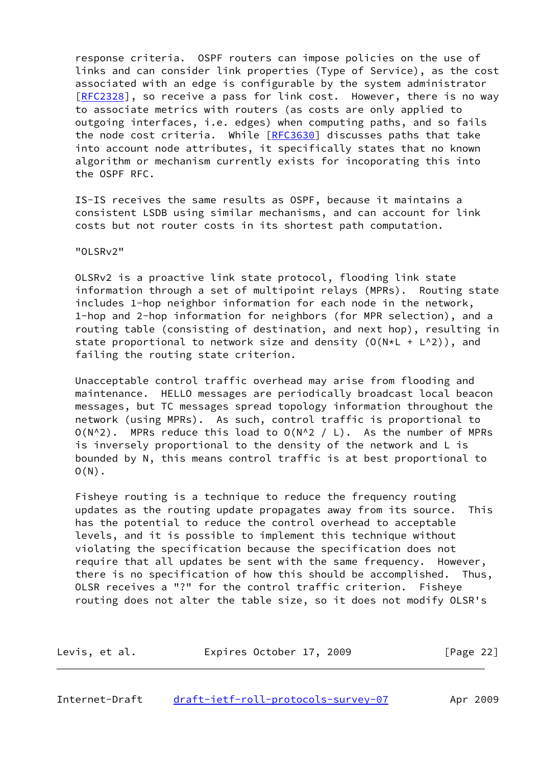response criteria. OSPF routers can impose policies on the use of links and can consider link properties (Type of Service), as the cost associated with an edge is configurable by the system administrator [RFC2328], so receive a pass for link cost. However, there is no way to associate metrics with routers (as costs are only applied to outgoing interfaces, i.e. edges) when computing paths, and so fails the node cost criteria. While [RFC3630] discusses paths that take into account node attributes, it specifically states that no known algorithm or mechanism currently exists for incoporating this into the OSPF RFC.

IS-IS receives the same results as OSPF, because it maintains a consistent LSDB using similar mechanisms, and can account for link costs but not router costs in its shortest path computation.

"OLSRv2"

OLSRv2 is a proactive link state protocol, flooding link state information through a set of multipoint relays (MPRs). Routing state includes 1-hop neighbor information for each node in the network, 1-hop and 2-hop information for neighbors (for MPR selection), and a routing table (consisting of destination, and next hop), resulting in state proportional to network size and density ($O(N*L + L^2)$), and failing the routing state criterion.

Unacceptable control traffic overhead may arise from flooding and maintenance. HELLO messages are periodically broadcast local beacon messages, but TC messages spread topology information throughout the network (using MPRs). As such, control traffic is proportional to $O(N^2)$. MPRs reduce this load to $O(N^2 / L)$. As the number of MPRs is inversely proportional to the density of the network and L is bounded by N, this means control traffic is at best proportional to $O(N)$.

Fisheye routing is a technique to reduce the frequency routing updates as the routing update propagates away from its source. This has the potential to reduce the control overhead to acceptable levels, and it is possible to implement this technique without violating the specification because the specification does not require that all updates be sent with the same frequency. However, there is no specification of how this should be accomplished. Thus, OLSR receives a "?" for the control traffic criterion. Fisheye routing does not alter the table size, so it does not modify OLSR's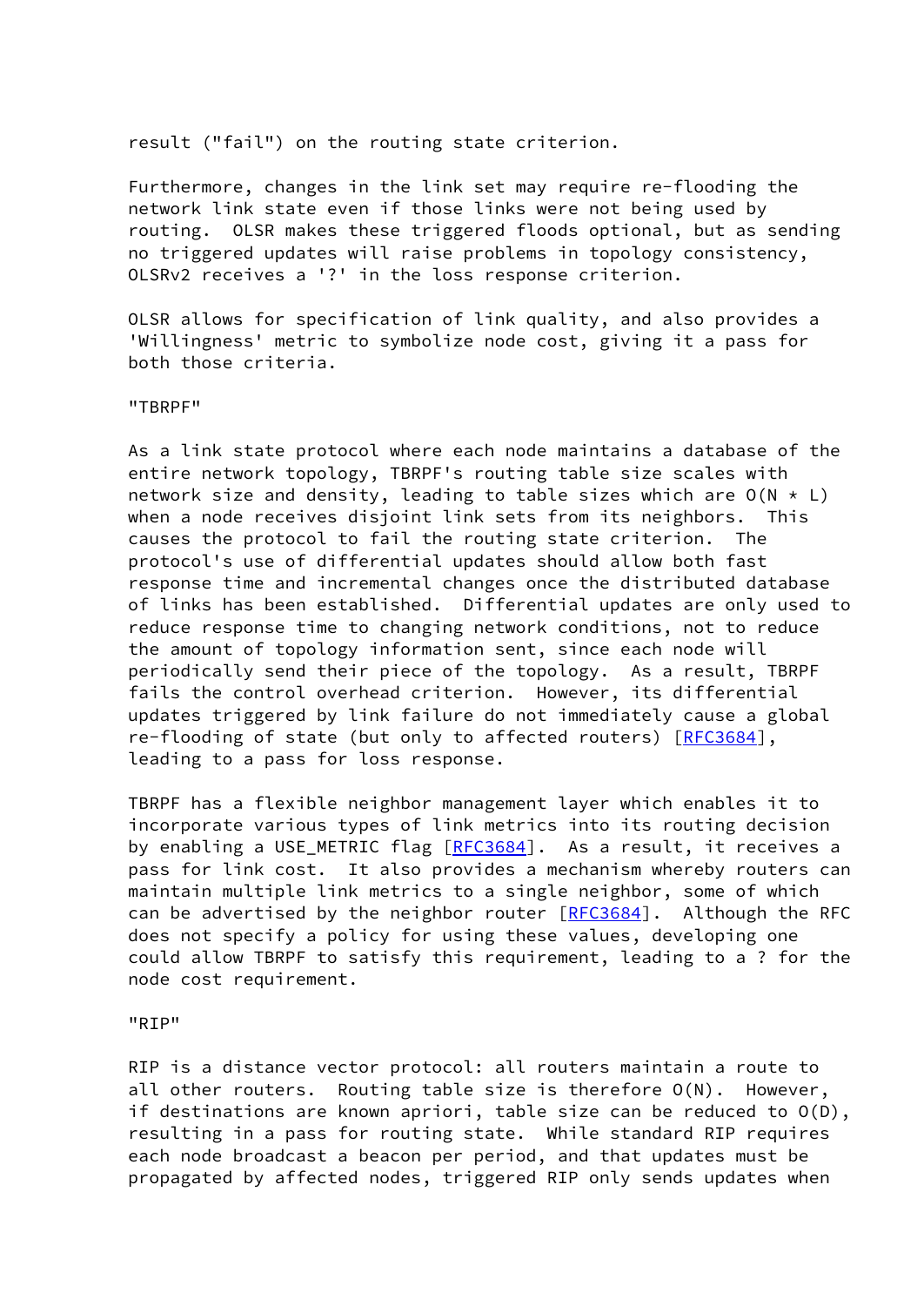result ("fail") on the routing state criterion.

Furthermore, changes in the link set may require re-flooding the network link state even if those links were not being used by routing. OLSR makes these triggered floods optional, but as sending no triggered updates will raise problems in topology consistency, OLSRv2 receives a '?' in the loss response criterion.

OLSR allows for specification of link quality, and also provides a 'Willingness' metric to symbolize node cost, giving it a pass for both those criteria.

"TBRPF"

As a link state protocol where each node maintains a database of the entire network topology, TBRPF's routing table size scales with network size and density, leading to table sizes which are $O(N * L)$ when a node receives disjoint link sets from its neighbors. This causes the protocol to fail the routing state criterion. The protocol's use of differential updates should allow both fast response time and incremental changes once the distributed database of links has been established. Differential updates are only used to reduce response time to changing network conditions, not to reduce the amount of topology information sent, since each node will periodically send their piece of the topology. As a result, TBRPF fails the control overhead criterion. However, its differential updates triggered by link failure do not immediately cause a global re-flooding of state (but only to affected routers) [RFC3684], leading to a pass for loss response.

TBRPF has a flexible neighbor management layer which enables it to incorporate various types of link metrics into its routing decision by enabling a USE_METRIC flag [RFC3684]. As a result, it receives a pass for link cost. It also provides a mechanism whereby routers can maintain multiple link metrics to a single neighbor, some of which can be advertised by the neighbor router [RFC3684]. Although the RFC does not specify a policy for using these values, developing one could allow TBRPF to satisfy this requirement, leading to a ? for the node cost requirement.

"RIP"

RIP is a distance vector protocol: all routers maintain a route to all other routers. Routing table size is therefore $O(N)$. However, if destinations are known apriori, table size can be reduced to $O(D)$, resulting in a pass for routing state. While standard RIP requires each node broadcast a beacon per period, and that updates must be propagated by affected nodes, triggered RIP only sends updates when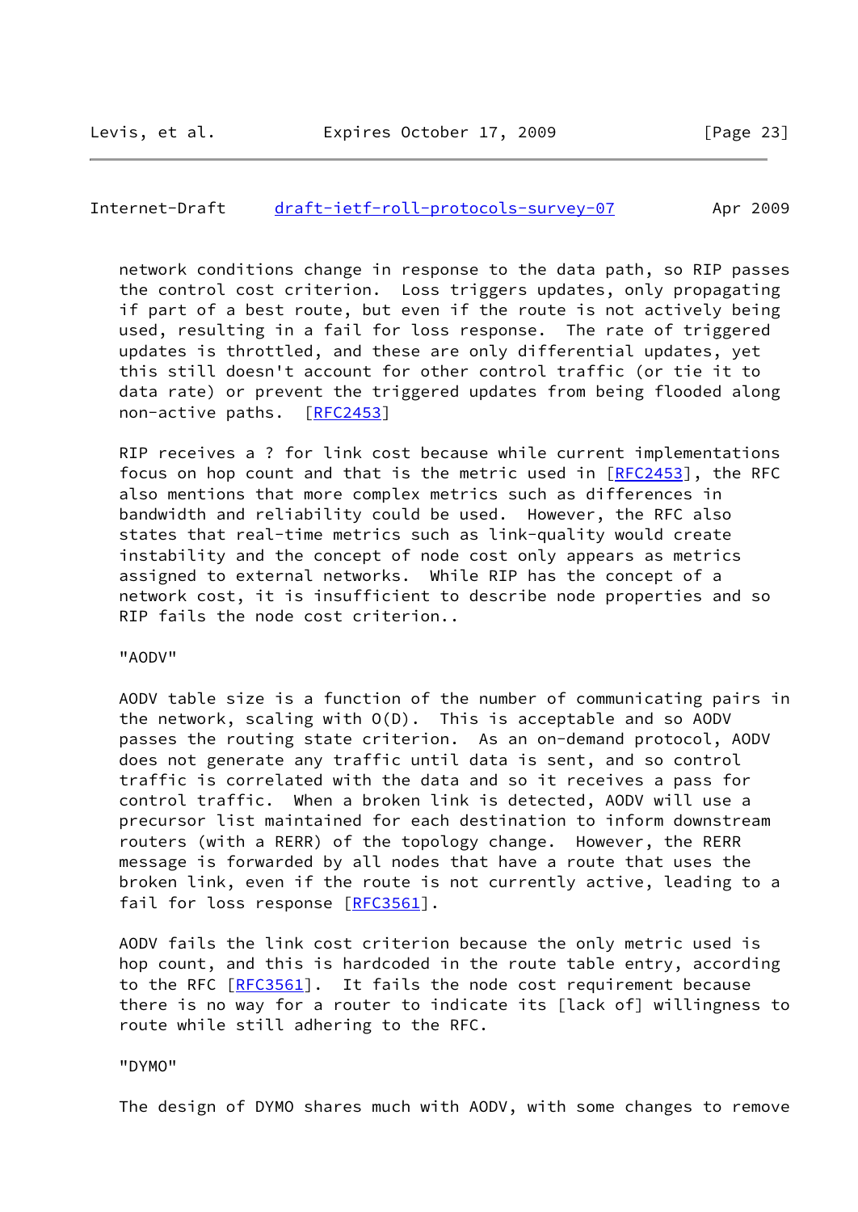network conditions change in response to the data path, so RIP passes the control cost criterion. Loss triggers updates, only propagating if part of a best route, but even if the route is not actively being used, resulting in a fail for loss response. The rate of triggered updates is throttled, and these are only differential updates, yet this still doesn't account for other control traffic (or tie it to data rate) or prevent the triggered updates from being flooded along non-active paths. [RFC2453]

RIP receives a ? for link cost because while current implementations focus on hop count and that is the metric used in [RFC2453], the RFC also mentions that more complex metrics such as differences in bandwidth and reliability could be used. However, the RFC also states that real-time metrics such as link-quality would create instability and the concept of node cost only appears as metrics assigned to external networks. While RIP has the concept of a network cost, it is insufficient to describe node properties and so RIP fails the node cost criterion..

"AODV"

AODV table size is a function of the number of communicating pairs in the network, scaling with O(D). This is acceptable and so AODV passes the routing state criterion. As an on-demand protocol, AODV does not generate any traffic until data is sent, and so control traffic is correlated with the data and so it receives a pass for control traffic. When a broken link is detected, AODV will use a precursor list maintained for each destination to inform downstream routers (with a RERR) of the topology change. However, the RERR message is forwarded by all nodes that have a route that uses the broken link, even if the route is not currently active, leading to a fail for loss response [RFC3561].

AODV fails the link cost criterion because the only metric used is hop count, and this is hardcoded in the route table entry, according to the RFC [RFC3561]. It fails the node cost requirement because there is no way for a router to indicate its [lack of] willingness to route while still adhering to the RFC.

"DYMO"

The design of DYMO shares much with AODV, with some changes to remove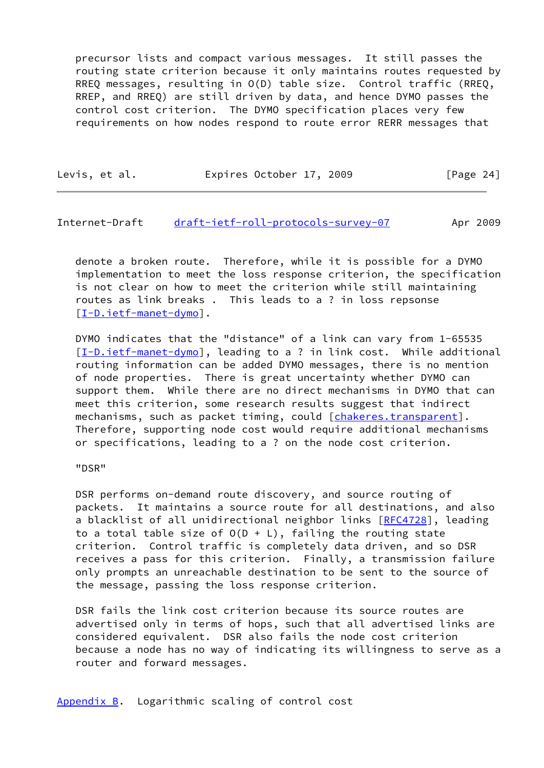precursor lists and compact various messages. It still passes the routing state criterion because it only maintains routes requested by RREQ messages, resulting in O(D) table size. Control traffic (RREQ, RREP, and RREQ) are still driven by data, and hence DYMO passes the control cost criterion. The DYMO specification places very few requirements on how nodes respond to route error RERR messages that denote a broken route. Therefore, while it is possible for a DYMO implementation to meet the loss response criterion, the specification is not clear on how to meet the criterion while still maintaining routes as link breaks . This leads to a ? in loss repsonse [I-D.ietf-manet-dymo].

DYMO indicates that the "distance" of a link can vary from 1-65535 [I-D.ietf-manet-dymo], leading to a ? in link cost. While additional routing information can be added DYMO messages, there is no mention of node properties. There is great uncertainty whether DYMO can support them. While there are no direct mechanisms in DYMO that can meet this criterion, some research results suggest that indirect mechanisms, such as packet timing, could [chakeres.transparent]. Therefore, supporting node cost would require additional mechanisms or specifications, leading to a ? on the node cost criterion.

"DSR"

DSR performs on-demand route discovery, and source routing of packets. It maintains a source route for all destinations, and also a blacklist of all unidirectional neighbor links [RFC4728], leading to a total table size of O(D + L), failing the routing state criterion. Control traffic is completely data driven, and so DSR receives a pass for this criterion. Finally, a transmission failure only prompts an unreachable destination to be sent to the source of the message, passing the loss response criterion.

DSR fails the link cost criterion because its source routes are advertised only in terms of hops, such that all advertised links are considered equivalent. DSR also fails the node cost criterion because a node has no way of indicating its willingness to serve as a router and forward messages.

## Appendix B. Logarithmic scaling of control cost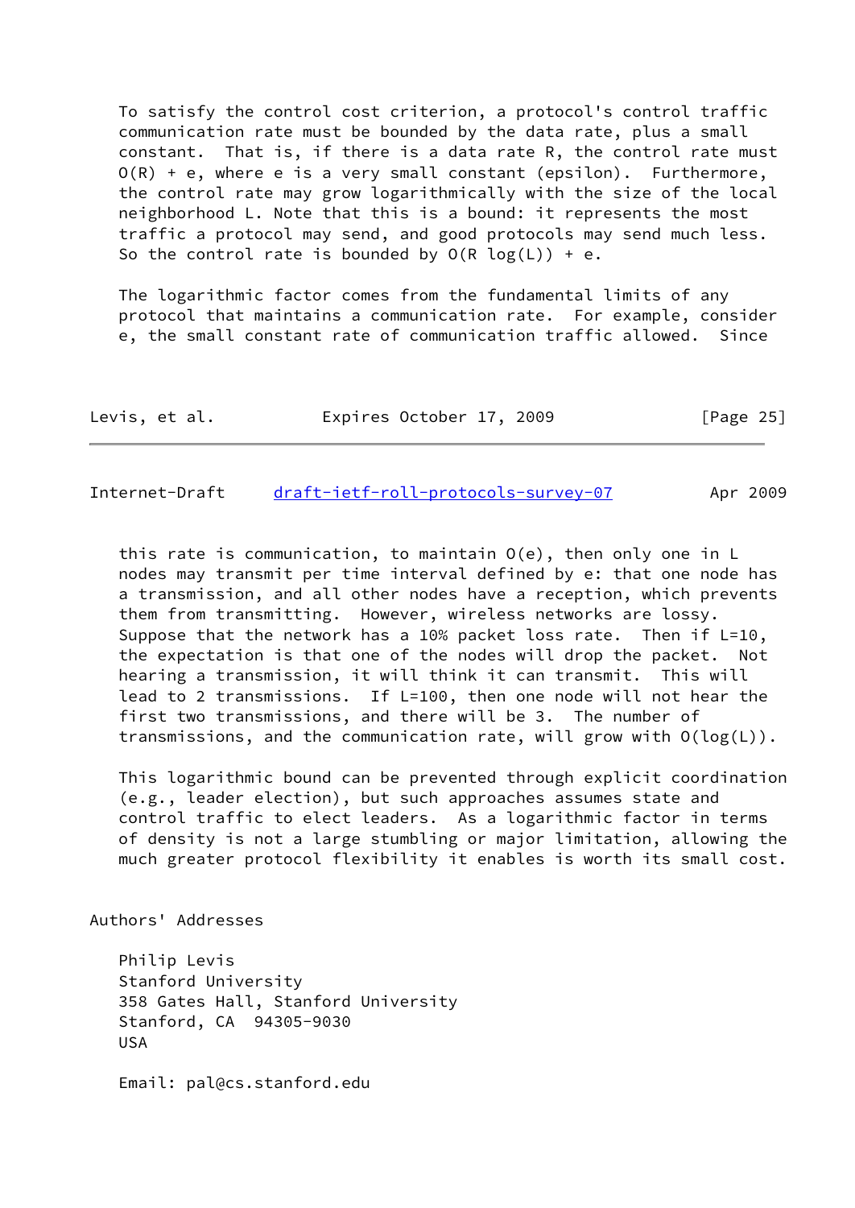To satisfy the control cost criterion, a protocol's control traffic communication rate must be bounded by the data rate, plus a small constant. That is, if there is a data rate $R$, the control rate must $O(R) + e$, where $e$ is a very small constant (epsilon). Furthermore, the control rate may grow logarithmically with the size of the local neighborhood $L$. Note that this is a bound: it represents the most traffic a protocol may send, and good protocols may send much less. So the control rate is bounded by $O(R \log(L)) + e$.

The logarithmic factor comes from the fundamental limits of any protocol that maintains a communication rate. For example, consider $e$, the small constant rate of communication traffic allowed. Since this rate is communication, to maintain $O(e)$, then only one in $L$ nodes may transmit per time interval defined by $e$: that one node has a transmission, and all other nodes have a reception, which prevents them from transmitting. However, wireless networks are lossy. Suppose that the network has a 10% packet loss rate. Then if $L=10$, the expectation is that one of the nodes will drop the packet. Not hearing a transmission, it will think it can transmit. This will lead to 2 transmissions. If $L=100$, then one node will not hear the first two transmissions, and there will be 3. The number of transmissions, and the communication rate, will grow with $O(\log(L))$.

This logarithmic bound can be prevented through explicit coordination (e.g., leader election), but such approaches assumes state and control traffic to elect leaders. As a logarithmic factor in terms of density is not a large stumbling or major limitation, allowing the much greater protocol flexibility it enables is worth its small cost.

## Authors' Addresses

Philip Levis
Stanford University
358 Gates Hall, Stanford University
Stanford, CA 94305-9030
USA

Email: pal@cs.stanford.edu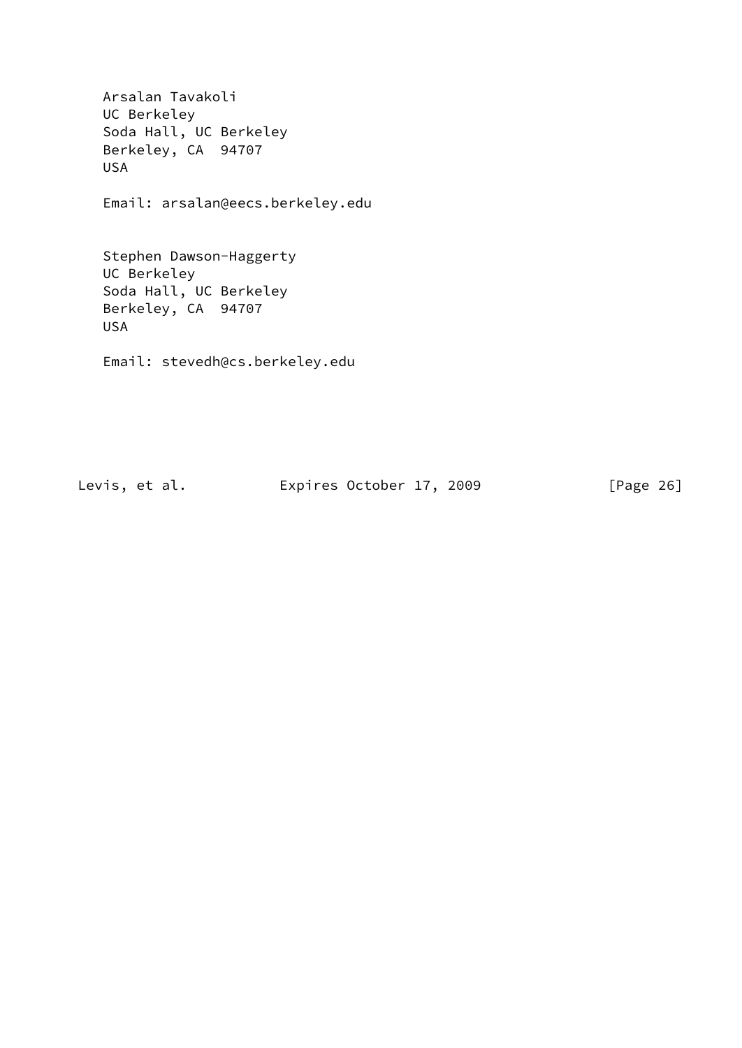Arsalan Tavakoli
UC Berkeley
Soda Hall, UC Berkeley
Berkeley, CA 94707
USA

Email: arsalan@eecs.berkeley.edu

Stephen Dawson-Haggerty
UC Berkeley
Soda Hall, UC Berkeley
Berkeley, CA 94707
USA

Email: stevedh@cs.berkeley.edu